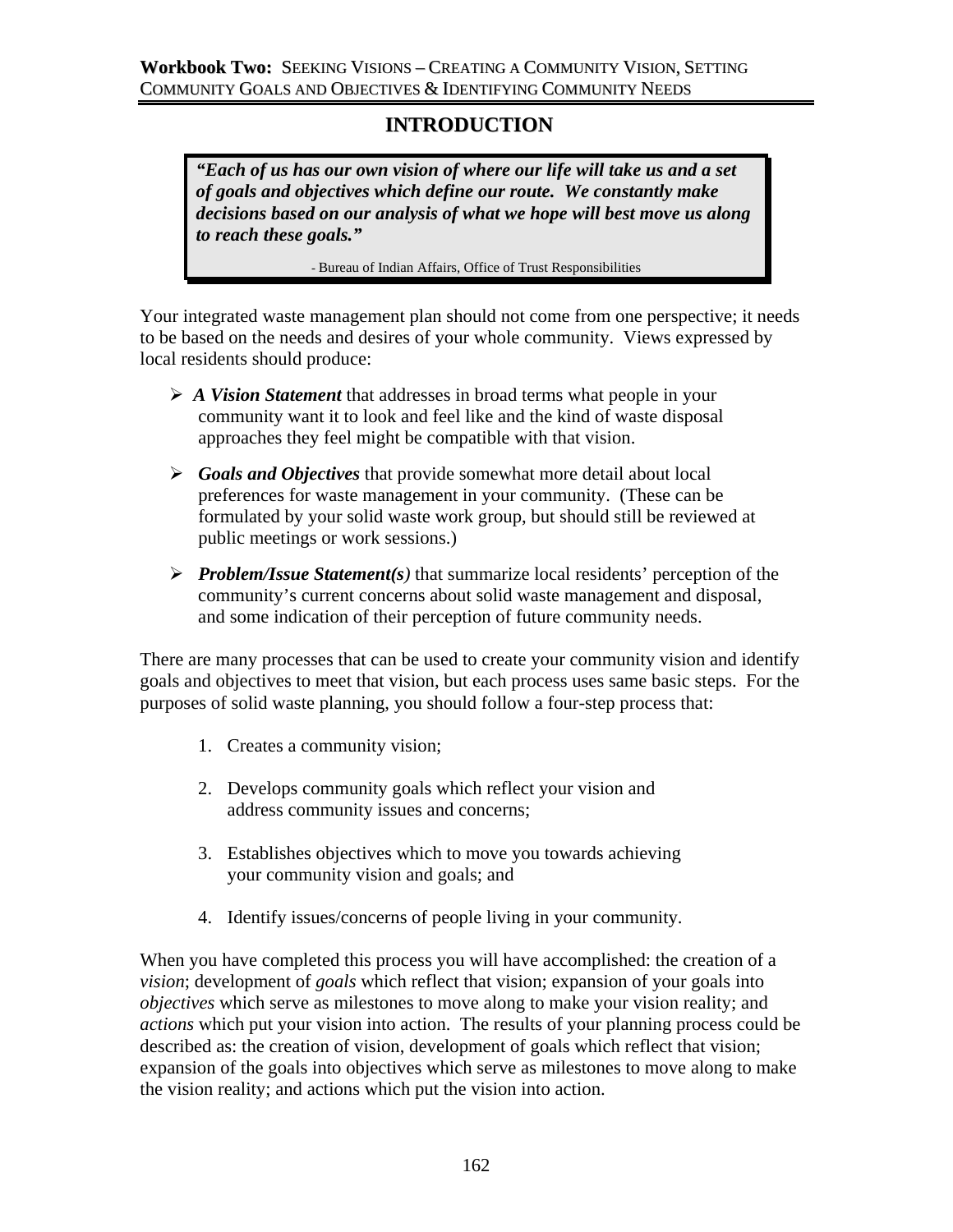**Workbook Two:** SEEKING VISIONS – CREATING A COMMUNITY VISION, SETTING COMMUNITY GOALS AND OBJECTIVES & IDENTIFYING COMMUNITY NEEDS

# INTRODUCTION

> ***"Each of us has our own vision of where our life will take us and a set of goals and objectives which define our route. We constantly make decisions based on our analysis of what we hope will best move us along to reach these goals."***
>
> \- Bureau of Indian Affairs, Office of Trust Responsibilities

Your integrated waste management plan should not come from one perspective; it needs to be based on the needs and desires of your whole community. Views expressed by local residents should produce:

- ***A Vision Statement*** that addresses in broad terms what people in your community want it to look and feel like and the kind of waste disposal approaches they feel might be compatible with that vision.
- ***Goals and Objectives*** that provide somewhat more detail about local preferences for waste management in your community. (These can be formulated by your solid waste work group, but should still be reviewed at public meetings or work sessions.)
- ***Problem/Issue Statement(s)*** that summarize local residents' perception of the community's current concerns about solid waste management and disposal, and some indication of their perception of future community needs.

There are many processes that can be used to create your community vision and identify goals and objectives to meet that vision, but each process uses same basic steps. For the purposes of solid waste planning, you should follow a four-step process that:

1. Creates a community vision;
2. Develops community goals which reflect your vision and address community issues and concerns;
3. Establishes objectives which to move you towards achieving your community vision and goals; and
4. Identify issues/concerns of people living in your community.

When you have completed this process you will have accomplished: the creation of a *vision*; development of *goals* which reflect that vision; expansion of your goals into *objectives* which serve as milestones to move along to make your vision reality; and *actions* which put your vision into action. The results of your planning process could be described as: the creation of vision, development of goals which reflect that vision; expansion of the goals into objectives which serve as milestones to move along to make the vision reality; and actions which put the vision into action.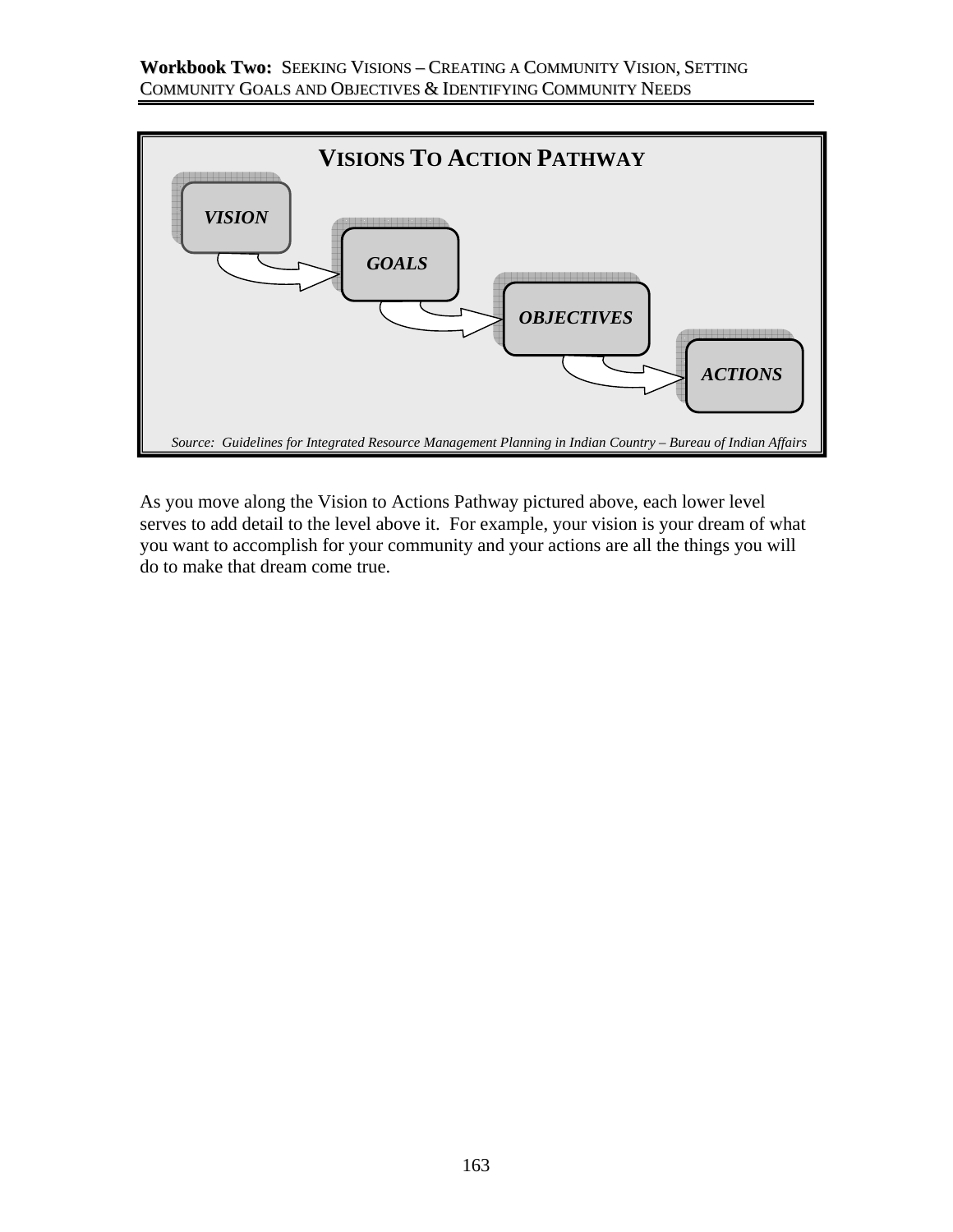## VISIONS TO ACTION PATHWAY

*VISION* → *GOALS* → *OBJECTIVES* → *ACTIONS*

*Source: Guidelines for Integrated Resource Management Planning in Indian Country – Bureau of Indian Affairs*

As you move along the Vision to Actions Pathway pictured above, each lower level serves to add detail to the level above it. For example, your vision is your dream of what you want to accomplish for your community and your actions are all the things you will do to make that dream come true.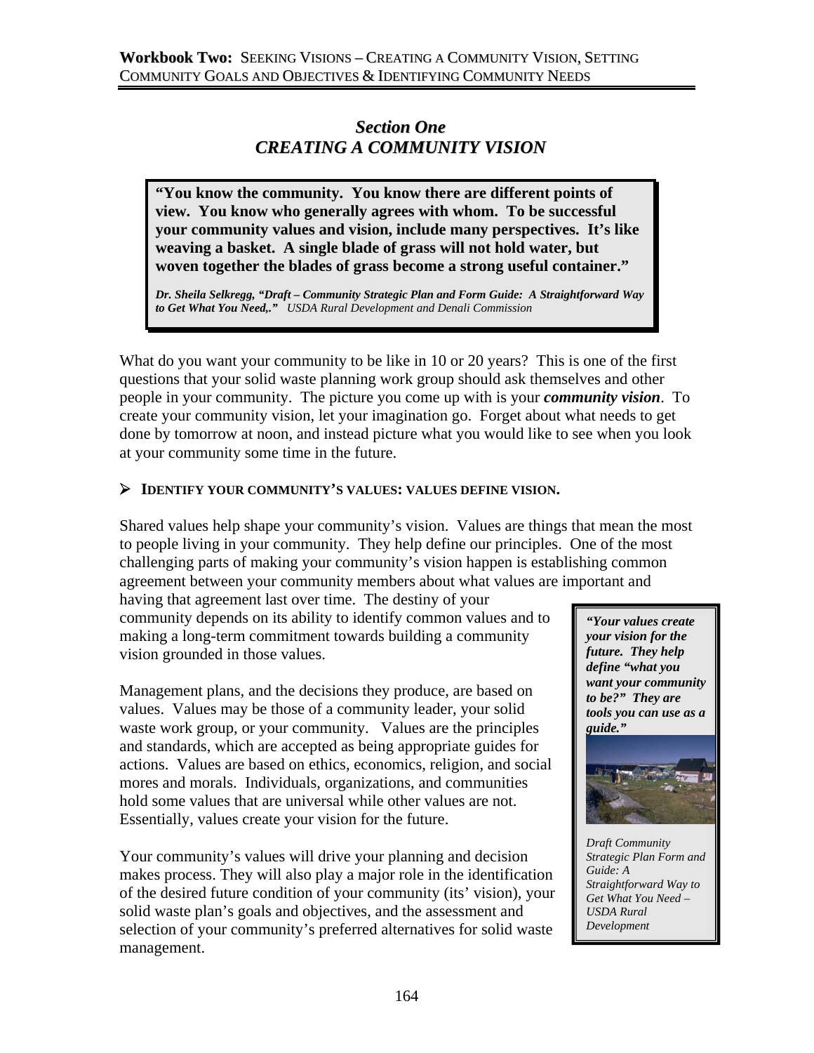## *Section One*
## *CREATING A COMMUNITY VISION*

> **"You know the community. You know there are different points of view. You know who generally agrees with whom. To be successful your community values and vision, include many perspectives. It's like weaving a basket. A single blade of grass will not hold water, but woven together the blades of grass become a strong useful container."**
>
> ***Dr. Sheila Selkregg, "Draft – Community Strategic Plan and Form Guide: A Straightforward Way to Get What You Need,." ****USDA Rural Development and Denali Commission*

What do you want your community to be like in 10 or 20 years? This is one of the first questions that your solid waste planning work group should ask themselves and other people in your community. The picture you come up with is your ***community vision***. To create your community vision, let your imagination go. Forget about what needs to get done by tomorrow at noon, and instead picture what you would like to see when you look at your community some time in the future.

- **IDENTIFY YOUR COMMUNITY'S VALUES: VALUES DEFINE VISION.**

Shared values help shape your community's vision. Values are things that mean the most to people living in your community. They help define our principles. One of the most challenging parts of making your community's vision happen is establishing common agreement between your community members about what values are important and having that agreement last over time. The destiny of your community depends on its ability to identify common values and to making a long-term commitment towards building a community vision grounded in those values.

> ***"Your values create your vision for the future. They help define "what you want your community to be?" They are tools you can use as a guide."***
>
> *Draft Community Strategic Plan Form and Guide: A Straightforward Way to Get What You Need – USDA Rural Development*

Management plans, and the decisions they produce, are based on values. Values may be those of a community leader, your solid waste work group, or your community. Values are the principles and standards, which are accepted as being appropriate guides for actions. Values are based on ethics, economics, religion, and social mores and morals. Individuals, organizations, and communities hold some values that are universal while other values are not. Essentially, values create your vision for the future.

Your community's values will drive your planning and decision makes process. They will also play a major role in the identification of the desired future condition of your community (its' vision), your solid waste plan's goals and objectives, and the assessment and selection of your community's preferred alternatives for solid waste management.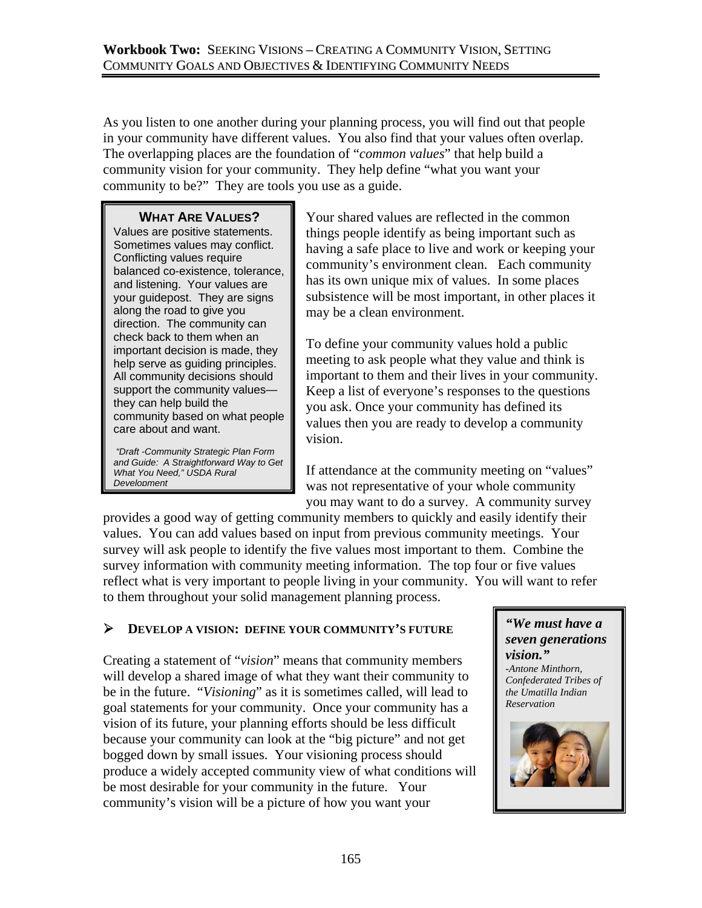As you listen to one another during your planning process, you will find out that people in your community have different values. You also find that your values often overlap. The overlapping places are the foundation of "*common values*" that help build a community vision for your community. They help define "what you want your community to be?" They are tools you use as a guide.

> **WHAT ARE VALUES?**
>
> Values are positive statements. Sometimes values may conflict. Conflicting values require balanced co-existence, tolerance, and listening. Your values are your guidepost. They are signs along the road to give you direction. The community can check back to them when an important decision is made, they help serve as guiding principles. All community decisions should support the community values—they can help build the community based on what people care about and want.
>
> *"Draft -Community Strategic Plan Form and Guide: A Straightforward Way to Get What You Need," USDA Rural Development*

Your shared values are reflected in the common things people identify as being important such as having a safe place to live and work or keeping your community's environment clean. Each community has its own unique mix of values. In some places subsistence will be most important, in other places it may be a clean environment.

To define your community values hold a public meeting to ask people what they value and think is important to them and their lives in your community. Keep a list of everyone's responses to the questions you ask. Once your community has defined its values then you are ready to develop a community vision.

If attendance at the community meeting on "values" was not representative of your whole community you may want to do a survey. A community survey provides a good way of getting community members to quickly and easily identify their values. You can add values based on input from previous community meetings. Your survey will ask people to identify the five values most important to them. Combine the survey information with community meeting information. The top four or five values reflect what is very important to people living in your community. You will want to refer to them throughout your solid management planning process.

- **DEVELOP A VISION: DEFINE YOUR COMMUNITY'S FUTURE**

Creating a statement of "*vision*" means that community members will develop a shared image of what they want their community to be in the future. "*Visioning*" as it is sometimes called, will lead to goal statements for your community. Once your community has a vision of its future, your planning efforts should be less difficult because your community can look at the "big picture" and not get bogged down by small issues. Your visioning process should produce a widely accepted community view of what conditions will be most desirable for your community in the future. Your community's vision will be a picture of how you want your

> ***"We must have a seven generations vision."***
>
> *-Antone Minthorn, Confederated Tribes of the Umatilla Indian Reservation*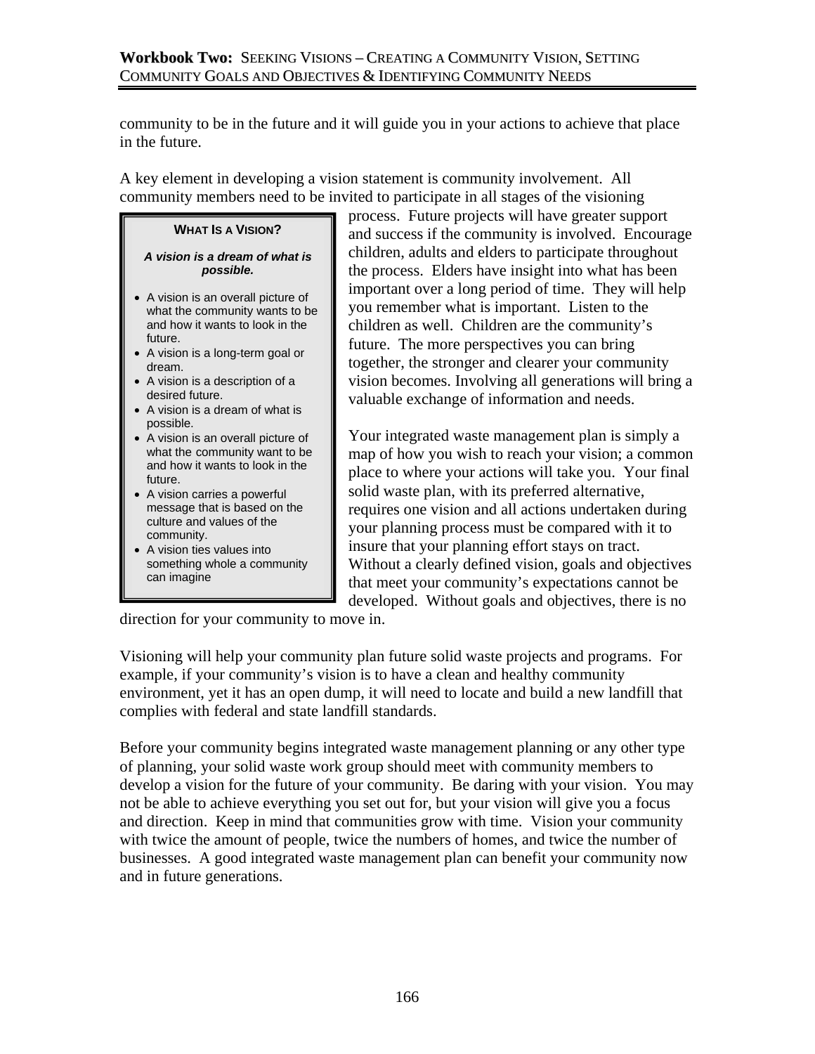community to be in the future and it will guide you in your actions to achieve that place in the future.

A key element in developing a vision statement is community involvement. All community members need to be invited to participate in all stages of the visioning process. Future projects will have greater support and success if the community is involved. Encourage children, adults and elders to participate throughout the process. Elders have insight into what has been important over a long period of time. They will help you remember what is important. Listen to the children as well. Children are the community's future. The more perspectives you can bring together, the stronger and clearer your community vision becomes. Involving all generations will bring a valuable exchange of information and needs.

> **WHAT IS A VISION?**
>
> ***A vision is a dream of what is possible.***
>
> - A vision is an overall picture of what the community wants to be and how it wants to look in the future.
> - A vision is a long-term goal or dream.
> - A vision is a description of a desired future.
> - A vision is a dream of what is possible.
> - A vision is an overall picture of what the community want to be and how it wants to look in the future.
> - A vision carries a powerful message that is based on the culture and values of the community.
> - A vision ties values into something whole a community can imagine

Your integrated waste management plan is simply a map of how you wish to reach your vision; a common place to where your actions will take you. Your final solid waste plan, with its preferred alternative, requires one vision and all actions undertaken during your planning process must be compared with it to insure that your planning effort stays on tract. Without a clearly defined vision, goals and objectives that meet your community's expectations cannot be developed. Without goals and objectives, there is no direction for your community to move in.

Visioning will help your community plan future solid waste projects and programs. For example, if your community's vision is to have a clean and healthy community environment, yet it has an open dump, it will need to locate and build a new landfill that complies with federal and state landfill standards.

Before your community begins integrated waste management planning or any other type of planning, your solid waste work group should meet with community members to develop a vision for the future of your community. Be daring with your vision. You may not be able to achieve everything you set out for, but your vision will give you a focus and direction. Keep in mind that communities grow with time. Vision your community with twice the amount of people, twice the numbers of homes, and twice the number of businesses. A good integrated waste management plan can benefit your community now and in future generations.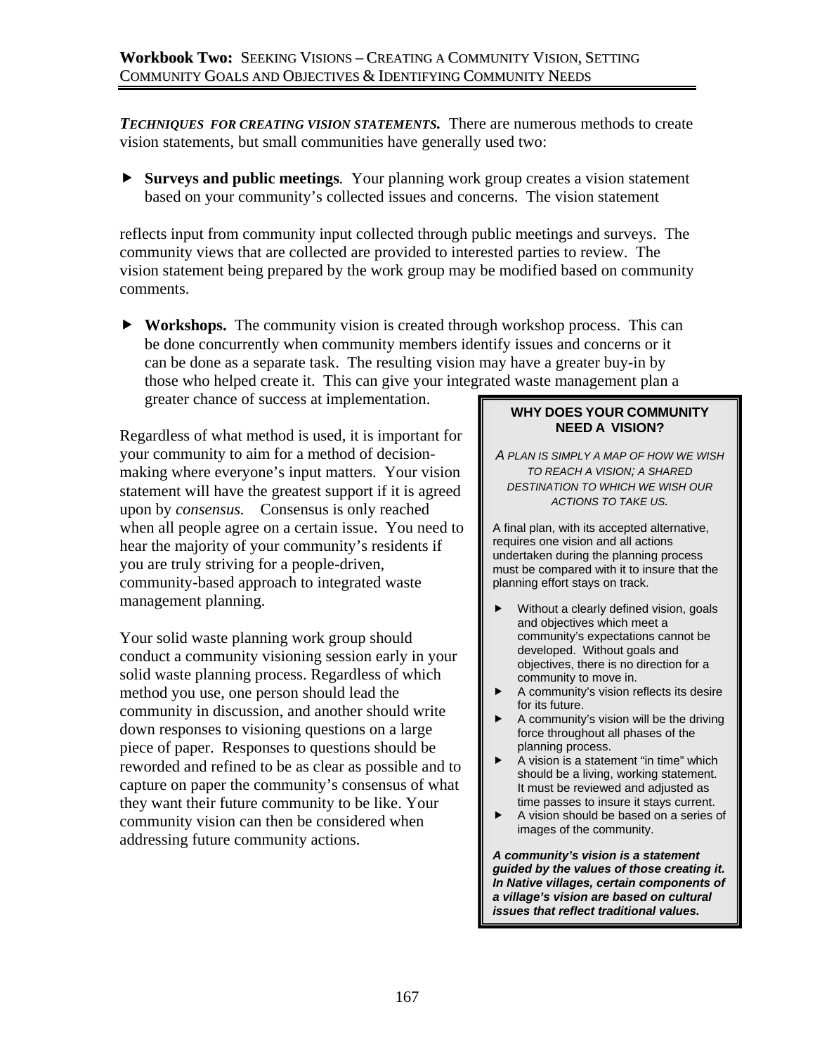***TECHNIQUES FOR CREATING VISION STATEMENTS.*** There are numerous methods to create vision statements, but small communities have generally used two:

- **Surveys and public meetings**. Your planning work group creates a vision statement based on your community's collected issues and concerns. The vision statement reflects input from community input collected through public meetings and surveys. The community views that are collected are provided to interested parties to review. The vision statement being prepared by the work group may be modified based on community comments.

- **Workshops.** The community vision is created through workshop process. This can be done concurrently when community members identify issues and concerns or it can be done as a separate task. The resulting vision may have a greater buy-in by those who helped create it. This can give your integrated waste management plan a greater chance of success at implementation.

Regardless of what method is used, it is important for your community to aim for a method of decision-making where everyone's input matters. Your vision statement will have the greatest support if it is agreed upon by *consensus.* Consensus is only reached when all people agree on a certain issue. You need to hear the majority of your community's residents if you are truly striving for a people-driven, community-based approach to integrated waste management planning.

Your solid waste planning work group should conduct a community visioning session early in your solid waste planning process. Regardless of which method you use, one person should lead the community in discussion, and another should write down responses to visioning questions on a large piece of paper. Responses to questions should be reworded and refined to be as clear as possible and to capture on paper the community's consensus of what they want their future community to be like. Your community vision can then be considered when addressing future community actions.

**WHY DOES YOUR COMMUNITY NEED A VISION?**

*A PLAN IS SIMPLY A MAP OF HOW WE WISH TO REACH A VISION; A SHARED DESTINATION TO WHICH WE WISH OUR ACTIONS TO TAKE US.*

A final plan, with its accepted alternative, requires one vision and all actions undertaken during the planning process must be compared with it to insure that the planning effort stays on track.

- Without a clearly defined vision, goals and objectives which meet a community's expectations cannot be developed. Without goals and objectives, there is no direction for a community to move in.
- A community's vision reflects its desire for its future.
- A community's vision will be the driving force throughout all phases of the planning process.
- A vision is a statement "in time" which should be a living, working statement. It must be reviewed and adjusted as time passes to insure it stays current.
- A vision should be based on a series of images of the community.

***A community's vision is a statement guided by the values of those creating it. In Native villages, certain components of a village's vision are based on cultural issues that reflect traditional values.***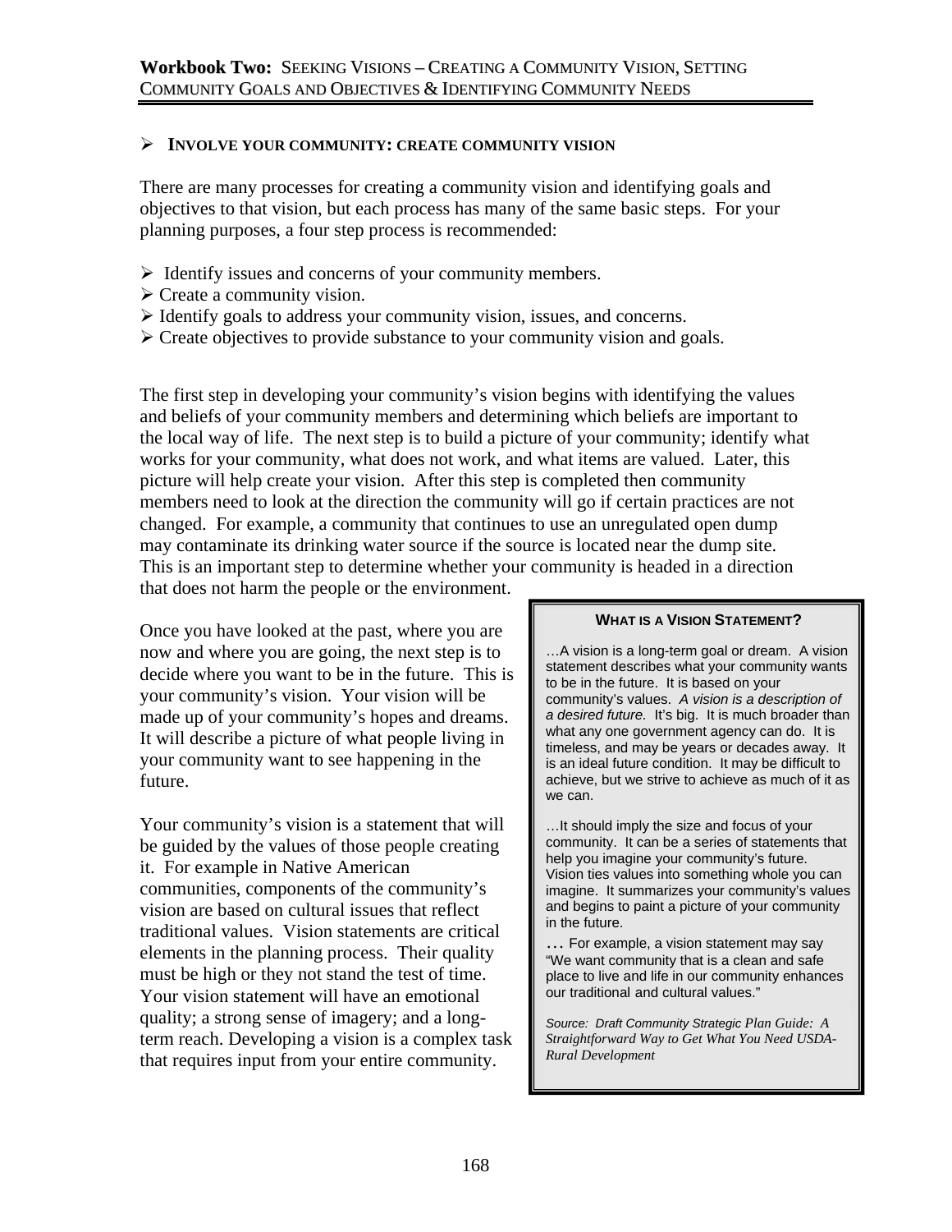## ➢ Involve your community: create community vision

There are many processes for creating a community vision and identifying goals and objectives to that vision, but each process has many of the same basic steps. For your planning purposes, a four step process is recommended:

- Identify issues and concerns of your community members.
- Create a community vision.
- Identify goals to address your community vision, issues, and concerns.
- Create objectives to provide substance to your community vision and goals.

The first step in developing your community's vision begins with identifying the values and beliefs of your community members and determining which beliefs are important to the local way of life. The next step is to build a picture of your community; identify what works for your community, what does not work, and what items are valued. Later, this picture will help create your vision. After this step is completed then community members need to look at the direction the community will go if certain practices are not changed. For example, a community that continues to use an unregulated open dump may contaminate its drinking water source if the source is located near the dump site. This is an important step to determine whether your community is headed in a direction that does not harm the people or the environment.

Once you have looked at the past, where you are now and where you are going, the next step is to decide where you want to be in the future. This is your community's vision. Your vision will be made up of your community's hopes and dreams. It will describe a picture of what people living in your community want to see happening in the future.

Your community's vision is a statement that will be guided by the values of those people creating it. For example in Native American communities, components of the community's vision are based on cultural issues that reflect traditional values. Vision statements are critical elements in the planning process. Their quality must be high or they not stand the test of time. Your vision statement will have an emotional quality; a strong sense of imagery; and a long-term reach. Developing a vision is a complex task that requires input from your entire community.

> **WHAT IS A VISION STATEMENT?**
>
> …A vision is a long-term goal or dream. A vision statement describes what your community wants to be in the future. It is based on your community's values. *A vision is a description of a desired future.* It's big. It is much broader than what any one government agency can do. It is timeless, and may be years or decades away. It is an ideal future condition. It may be difficult to achieve, but we strive to achieve as much of it as we can.
>
> …It should imply the size and focus of your community. It can be a series of statements that help you imagine your community's future. Vision ties values into something whole you can imagine. It summarizes your community's values and begins to paint a picture of your community in the future.
>
> … For example, a vision statement may say "We want community that is a clean and safe place to live and life in our community enhances our traditional and cultural values."
>
> *Source: Draft Community Strategic Plan Guide: A Straightforward Way to Get What You Need USDA-Rural Development*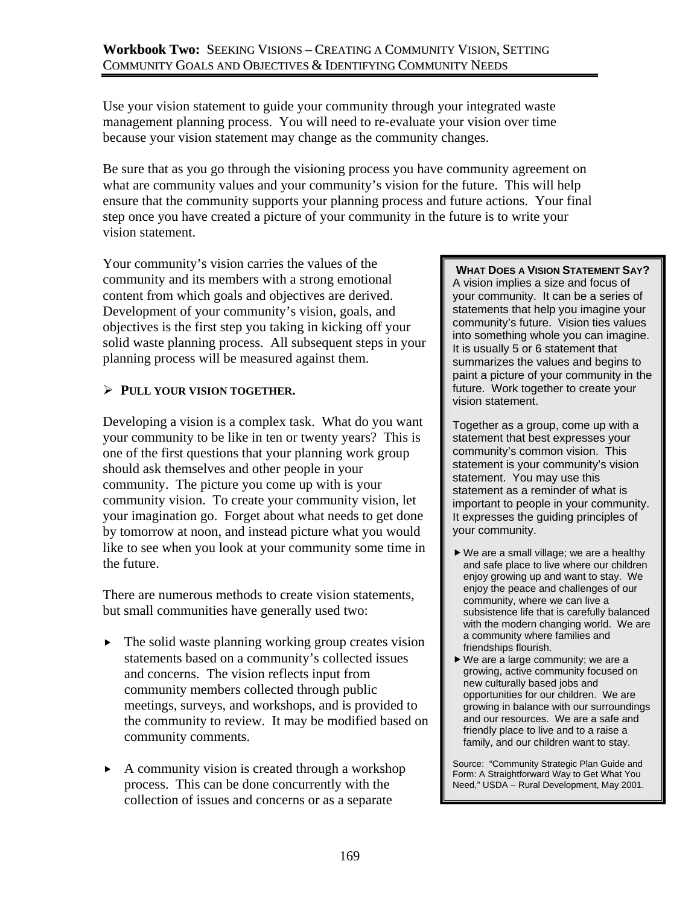Use your vision statement to guide your community through your integrated waste management planning process. You will need to re-evaluate your vision over time because your vision statement may change as the community changes.

Be sure that as you go through the visioning process you have community agreement on what are community values and your community's vision for the future. This will help ensure that the community supports your planning process and future actions. Your final step once you have created a picture of your community in the future is to write your vision statement.

Your community's vision carries the values of the community and its members with a strong emotional content from which goals and objectives are derived. Development of your community's vision, goals, and objectives is the first step you taking in kicking off your solid waste planning process. All subsequent steps in your planning process will be measured against them.

- **PULL YOUR VISION TOGETHER.**

Developing a vision is a complex task. What do you want your community to be like in ten or twenty years? This is one of the first questions that your planning work group should ask themselves and other people in your community. The picture you come up with is your community vision. To create your community vision, let your imagination go. Forget about what needs to get done by tomorrow at noon, and instead picture what you would like to see when you look at your community some time in the future.

There are numerous methods to create vision statements, but small communities have generally used two:

- The solid waste planning working group creates vision statements based on a community's collected issues and concerns. The vision reflects input from community members collected through public meetings, surveys, and workshops, and is provided to the community to review. It may be modified based on community comments.

- A community vision is created through a workshop process. This can be done concurrently with the collection of issues and concerns or as a separate

> **WHAT DOES A VISION STATEMENT SAY?**
> A vision implies a size and focus of your community. It can be a series of statements that help you imagine your community's future. Vision ties values into something whole you can imagine. It is usually 5 or 6 statement that summarizes the values and begins to paint a picture of your community in the future. Work together to create your vision statement.
>
> Together as a group, come up with a statement that best expresses your community's common vision. This statement is your community's vision statement. You may use this statement as a reminder of what is important to people in your community. It expresses the guiding principles of your community.
>
> - We are a small village; we are a healthy and safe place to live where our children enjoy growing up and want to stay. We enjoy the peace and challenges of our community, where we can live a subsistence life that is carefully balanced with the modern changing world. We are a community where families and friendships flourish.
> - We are a large community; we are a growing, active community focused on new culturally based jobs and opportunities for our children. We are growing in balance with our surroundings and our resources. We are a safe and friendly place to live and to a raise a family, and our children want to stay.
>
> Source: "Community Strategic Plan Guide and Form: A Straightforward Way to Get What You Need," USDA – Rural Development, May 2001.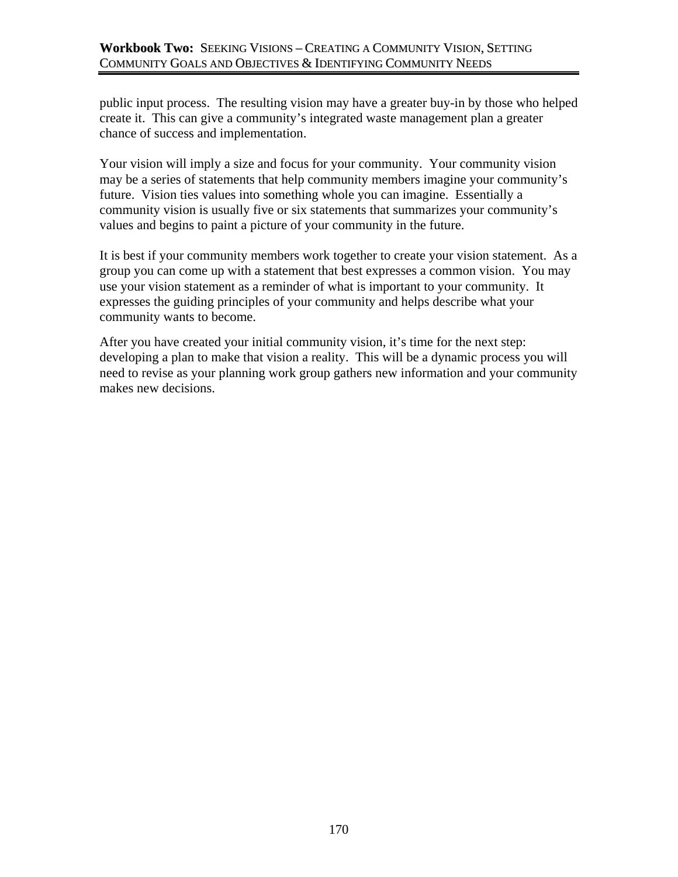public input process. The resulting vision may have a greater buy-in by those who helped create it. This can give a community's integrated waste management plan a greater chance of success and implementation.

Your vision will imply a size and focus for your community. Your community vision may be a series of statements that help community members imagine your community's future. Vision ties values into something whole you can imagine. Essentially a community vision is usually five or six statements that summarizes your community's values and begins to paint a picture of your community in the future.

It is best if your community members work together to create your vision statement. As a group you can come up with a statement that best expresses a common vision. You may use your vision statement as a reminder of what is important to your community. It expresses the guiding principles of your community and helps describe what your community wants to become.

After you have created your initial community vision, it's time for the next step: developing a plan to make that vision a reality. This will be a dynamic process you will need to revise as your planning work group gathers new information and your community makes new decisions.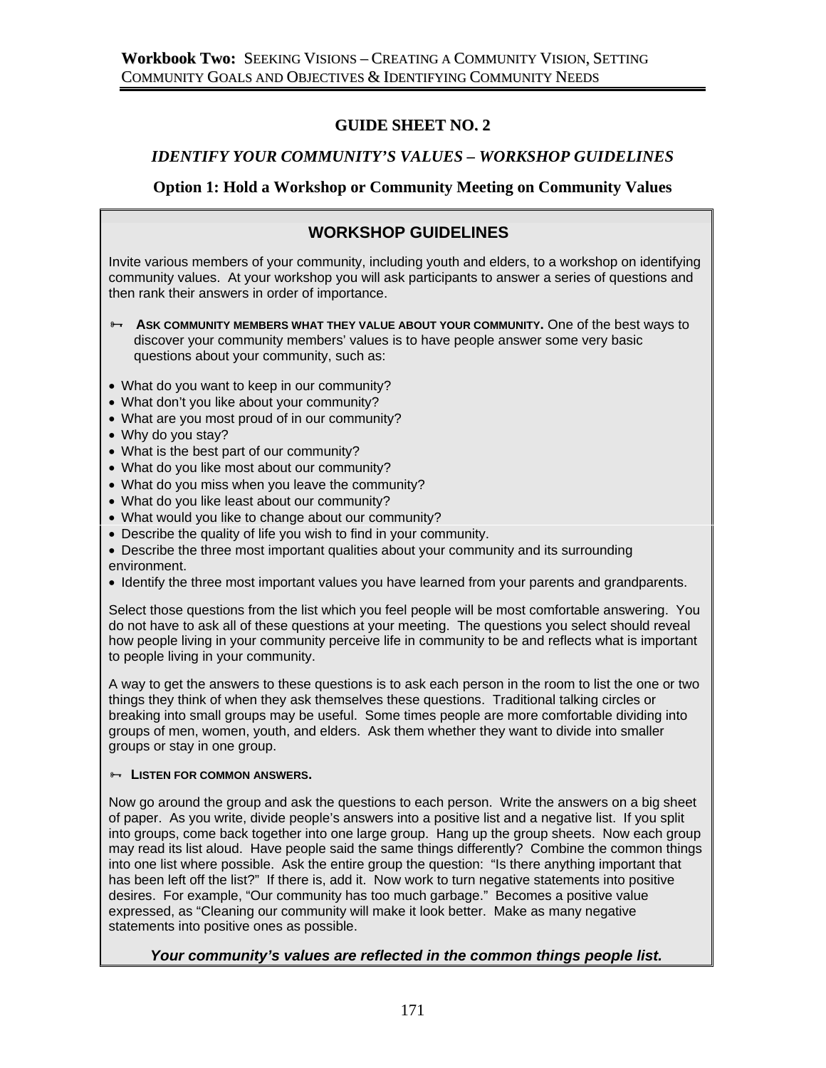## GUIDE SHEET NO. 2

### *IDENTIFY YOUR COMMUNITY'S VALUES – WORKSHOP GUIDELINES*

### Option 1: Hold a Workshop or Community Meeting on Community Values

## WORKSHOP GUIDELINES

Invite various members of your community, including youth and elders, to a workshop on identifying community values. At your workshop you will ask participants to answer a series of questions and then rank their answers in order of importance.

- **ASK COMMUNITY MEMBERS WHAT THEY VALUE ABOUT YOUR COMMUNITY.** One of the best ways to discover your community members' values is to have people answer some very basic questions about your community, such as:

- What do you want to keep in our community?
- What don't you like about your community?
- What are you most proud of in our community?
- Why do you stay?
- What is the best part of our community?
- What do you like most about our community?
- What do you miss when you leave the community?
- What do you like least about our community?
- What would you like to change about our community?
- Describe the quality of life you wish to find in your community.
- Describe the three most important qualities about your community and its surrounding environment.
- Identify the three most important values you have learned from your parents and grandparents.

Select those questions from the list which you feel people will be most comfortable answering. You do not have to ask all of these questions at your meeting. The questions you select should reveal how people living in your community perceive life in community to be and reflects what is important to people living in your community.

A way to get the answers to these questions is to ask each person in the room to list the one or two things they think of when they ask themselves these questions. Traditional talking circles or breaking into small groups may be useful. Some times people are more comfortable dividing into groups of men, women, youth, and elders. Ask them whether they want to divide into smaller groups or stay in one group.

- **LISTEN FOR COMMON ANSWERS.**

Now go around the group and ask the questions to each person. Write the answers on a big sheet of paper. As you write, divide people's answers into a positive list and a negative list. If you split into groups, come back together into one large group. Hang up the group sheets. Now each group may read its list aloud. Have people said the same things differently? Combine the common things into one list where possible. Ask the entire group the question: "Is there anything important that has been left off the list?" If there is, add it. Now work to turn negative statements into positive desires. For example, "Our community has too much garbage." Becomes a positive value expressed, as "Cleaning our community will make it look better. Make as many negative statements into positive ones as possible.

***Your community's values are reflected in the common things people list.***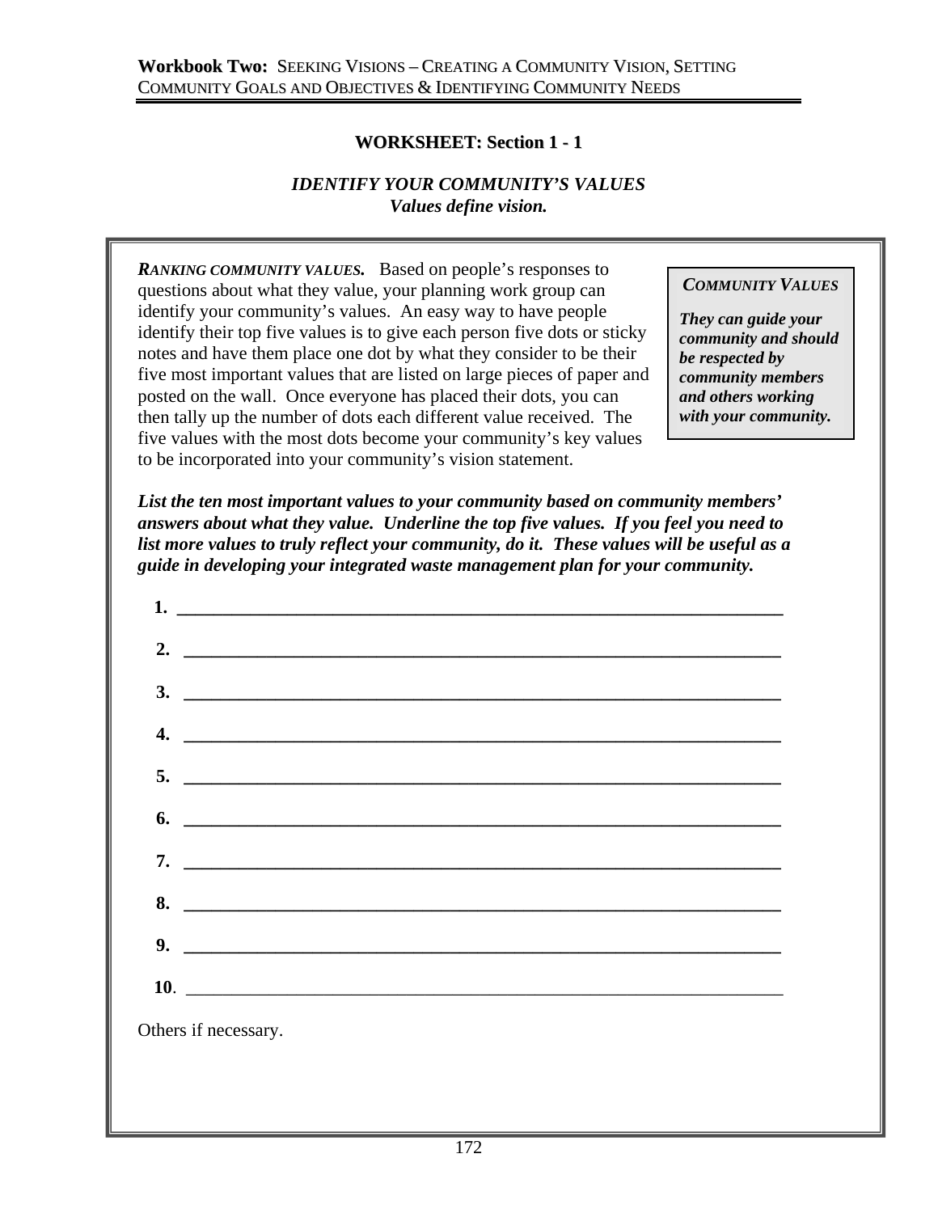## WORKSHEET: Section 1 - 1

### *IDENTIFY YOUR COMMUNITY'S VALUES*
### *Values define vision.*

***RANKING COMMUNITY VALUES.*** Based on people's responses to questions about what they value, your planning work group can identify your community's values. An easy way to have people identify their top five values is to give each person five dots or sticky notes and have them place one dot by what they consider to be their five most important values that are listed on large pieces of paper and posted on the wall. Once everyone has placed their dots, you can then tally up the number of dots each different value received. The five values with the most dots become your community's key values to be incorporated into your community's vision statement.

> ***COMMUNITY VALUES***
>
> ***They can guide your community and should be respected by community members and others working with your community.***

***List the ten most important values to your community based on community members' answers about what they value. Underline the top five values. If you feel you need to list more values to truly reflect your community, do it. These values will be useful as a guide in developing your integrated waste management plan for your community.***

**1.** ______________________________________________________________________

**2.** ______________________________________________________________________

**3.** ______________________________________________________________________

**4.** ______________________________________________________________________

**5.** ______________________________________________________________________

**6.** ______________________________________________________________________

**7.** ______________________________________________________________________

**8.** ______________________________________________________________________

**9.** ______________________________________________________________________

**10**. ______________________________________________________________________

Others if necessary.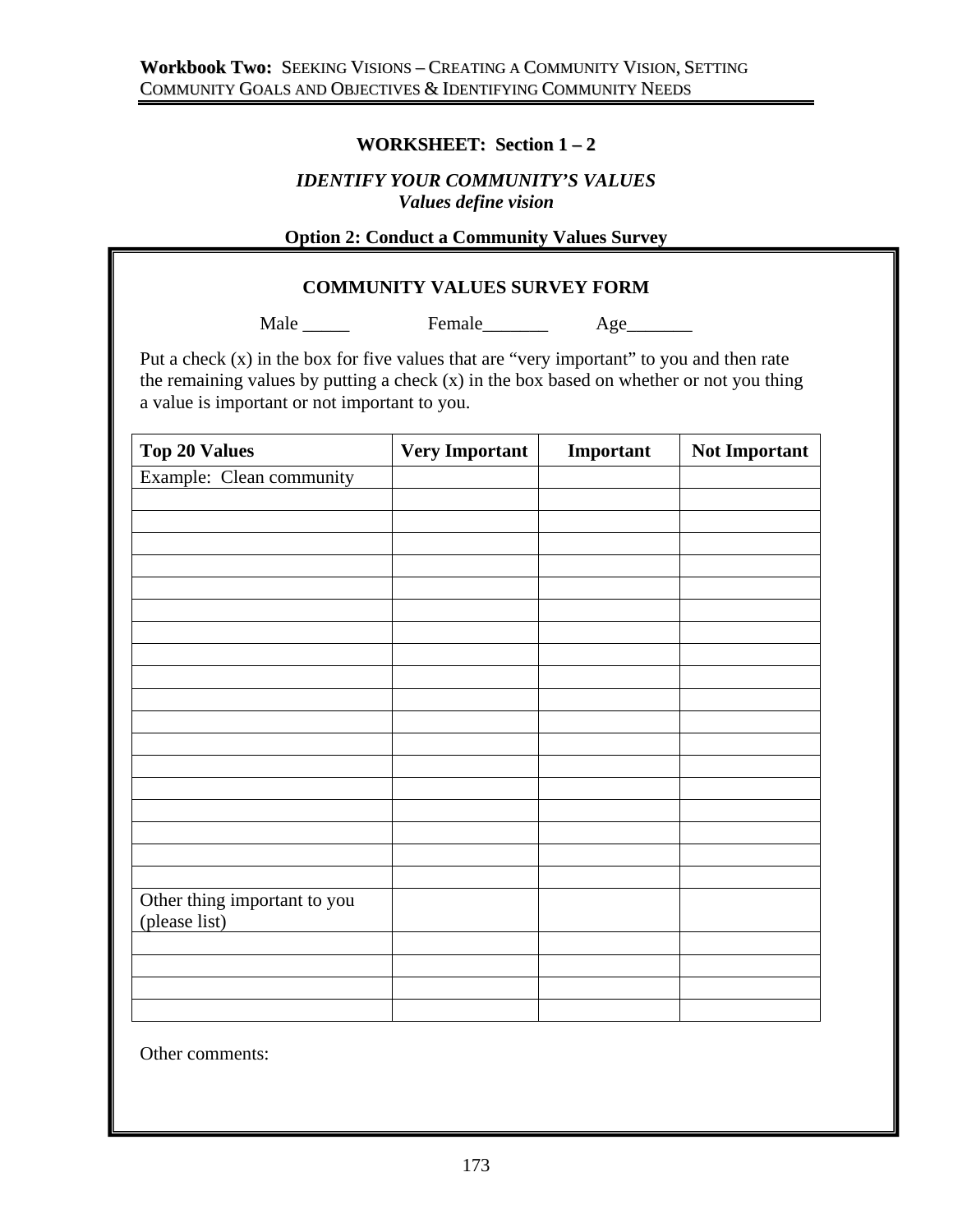## WORKSHEET: Section 1 – 2

***IDENTIFY YOUR COMMUNITY'S VALUES***
***Values define vision***

**Option 2: Conduct a Community Values Survey**

### COMMUNITY VALUES SURVEY FORM

Male _____ Female_______ Age_______

Put a check (x) in the box for five values that are "very important" to you and then rate the remaining values by putting a check (x) in the box based on whether or not you thing a value is important or not important to you.

| Top 20 Values | Very Important | Important | Not Important |
|---|---|---|---|
| Example: Clean community | | | |
| | | | |
| | | | |
| | | | |
| | | | |
| | | | |
| | | | |
| | | | |
| | | | |
| | | | |
| | | | |
| | | | |
| | | | |
| | | | |
| | | | |
| | | | |
| | | | |
| | | | |
| | | | |
| Other thing important to you (please list) | | | |
| | | | |
| | | | |
| | | | |
| | | | |

Other comments: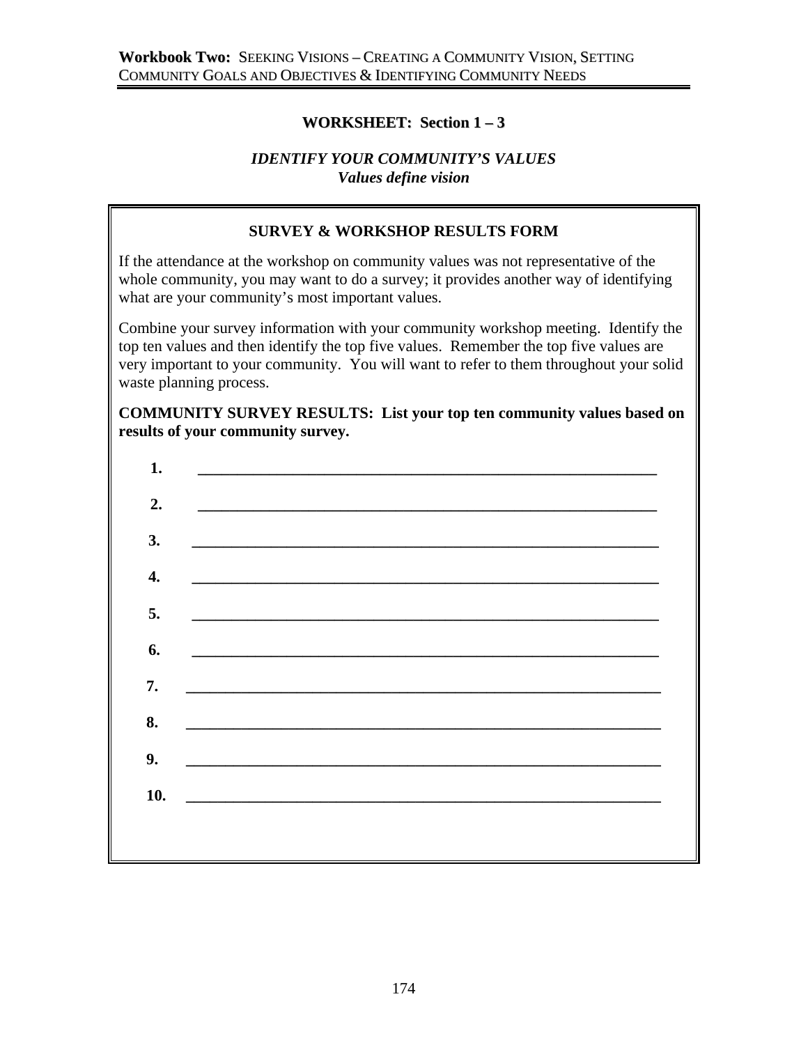## WORKSHEET: Section 1 – 3

### *IDENTIFY YOUR COMMUNITY'S VALUES*
***Values define vision***

**SURVEY & WORKSHOP RESULTS FORM**

If the attendance at the workshop on community values was not representative of the whole community, you may want to do a survey; it provides another way of identifying what are your community's most important values.

Combine your survey information with your community workshop meeting. Identify the top ten values and then identify the top five values. Remember the top five values are very important to your community. You will want to refer to them throughout your solid waste planning process.

**COMMUNITY SURVEY RESULTS: List your top ten community values based on results of your community survey.**

1. ______________________________________________________________
2. ______________________________________________________________
3. ______________________________________________________________
4. ______________________________________________________________
5. ______________________________________________________________
6. ______________________________________________________________
7. ______________________________________________________________
8. ______________________________________________________________
9. ______________________________________________________________
10. ______________________________________________________________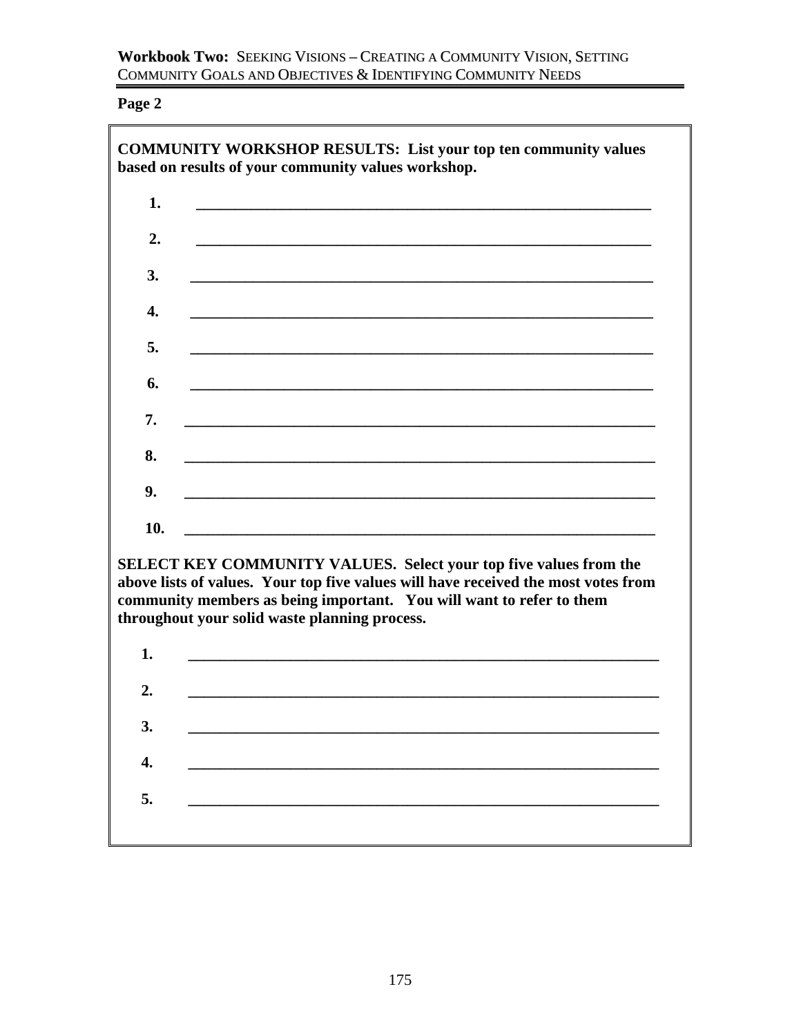**Page 2**

**COMMUNITY WORKSHOP RESULTS: List your top ten community values based on results of your community values workshop.**

1. ____________________________________________________________
2. ____________________________________________________________
3. ____________________________________________________________
4. ____________________________________________________________
5. ____________________________________________________________
6. ____________________________________________________________
7. ____________________________________________________________
8. ____________________________________________________________
9. ____________________________________________________________
10. ____________________________________________________________

**SELECT KEY COMMUNITY VALUES. Select your top five values from the above lists of values. Your top five values will have received the most votes from community members as being important. You will want to refer to them throughout your solid waste planning process.**

1. ____________________________________________________________
2. ____________________________________________________________
3. ____________________________________________________________
4. ____________________________________________________________
5. ____________________________________________________________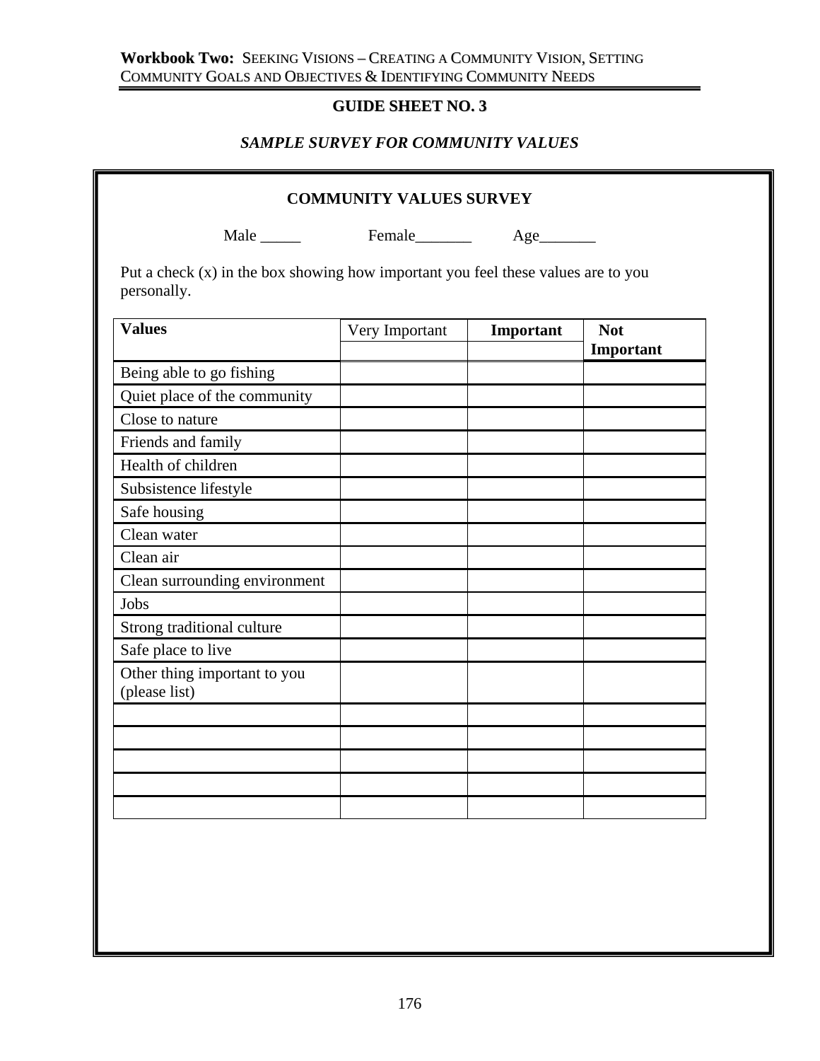## GUIDE SHEET NO. 3

### *SAMPLE SURVEY FOR COMMUNITY VALUES*

**COMMUNITY VALUES SURVEY**

Male _____ Female_______ Age_______

Put a check (x) in the box showing how important you feel these values are to you personally.

| **Values** | Very Important | **Important** | **Not Important** |
|---|---|---|---|
| Being able to go fishing | | | |
| Quiet place of the community | | | |
| Close to nature | | | |
| Friends and family | | | |
| Health of children | | | |
| Subsistence lifestyle | | | |
| Safe housing | | | |
| Clean water | | | |
| Clean air | | | |
| Clean surrounding environment | | | |
| Jobs | | | |
| Strong traditional culture | | | |
| Safe place to live | | | |
| Other thing important to you (please list) | | | |
| | | | |
| | | | |
| | | | |
| | | | |
| | | | |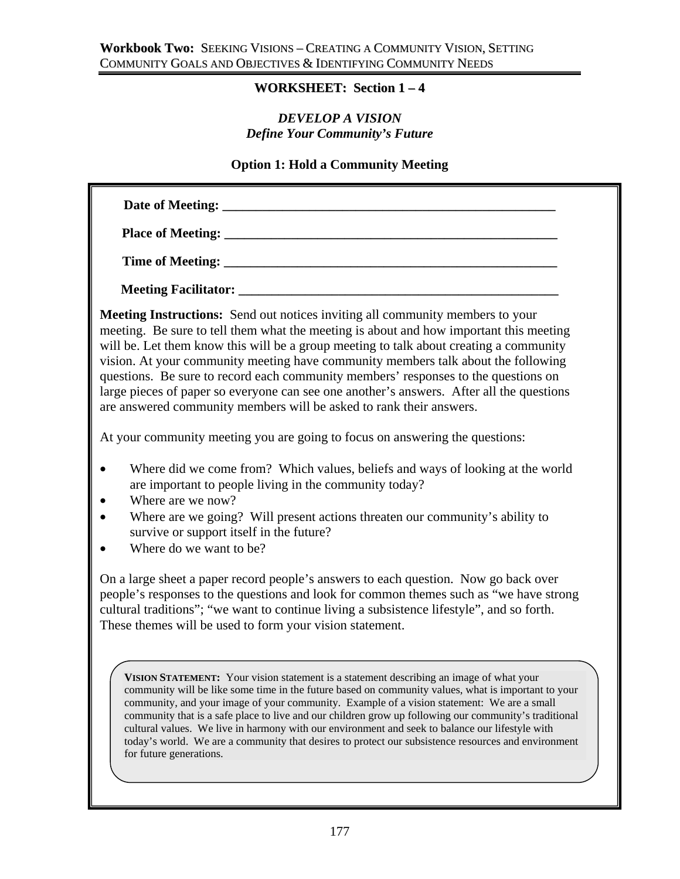## WORKSHEET: Section 1 – 4

### *DEVELOP A VISION*
### *Define Your Community's Future*

### Option 1: Hold a Community Meeting

**Date of Meeting:** ___________________________________________________

**Place of Meeting:** ___________________________________________________

**Time of Meeting:** ___________________________________________________

**Meeting Facilitator:** _______________________________________________

**Meeting Instructions:** Send out notices inviting all community members to your meeting. Be sure to tell them what the meeting is about and how important this meeting will be. Let them know this will be a group meeting to talk about creating a community vision. At your community meeting have community members talk about the following questions. Be sure to record each community members' responses to the questions on large pieces of paper so everyone can see one another's answers. After all the questions are answered community members will be asked to rank their answers.

At your community meeting you are going to focus on answering the questions:

- Where did we come from? Which values, beliefs and ways of looking at the world are important to people living in the community today?
- Where are we now?
- Where are we going? Will present actions threaten our community's ability to survive or support itself in the future?
- Where do we want to be?

On a large sheet a paper record people's answers to each question. Now go back over people's responses to the questions and look for common themes such as "we have strong cultural traditions"; "we want to continue living a subsistence lifestyle", and so forth. These themes will be used to form your vision statement.

**VISION STATEMENT:** Your vision statement is a statement describing an image of what your community will be like some time in the future based on community values, what is important to your community, and your image of your community. Example of a vision statement: We are a small community that is a safe place to live and our children grow up following our community's traditional cultural values. We live in harmony with our environment and seek to balance our lifestyle with today's world. We are a community that desires to protect our subsistence resources and environment for future generations.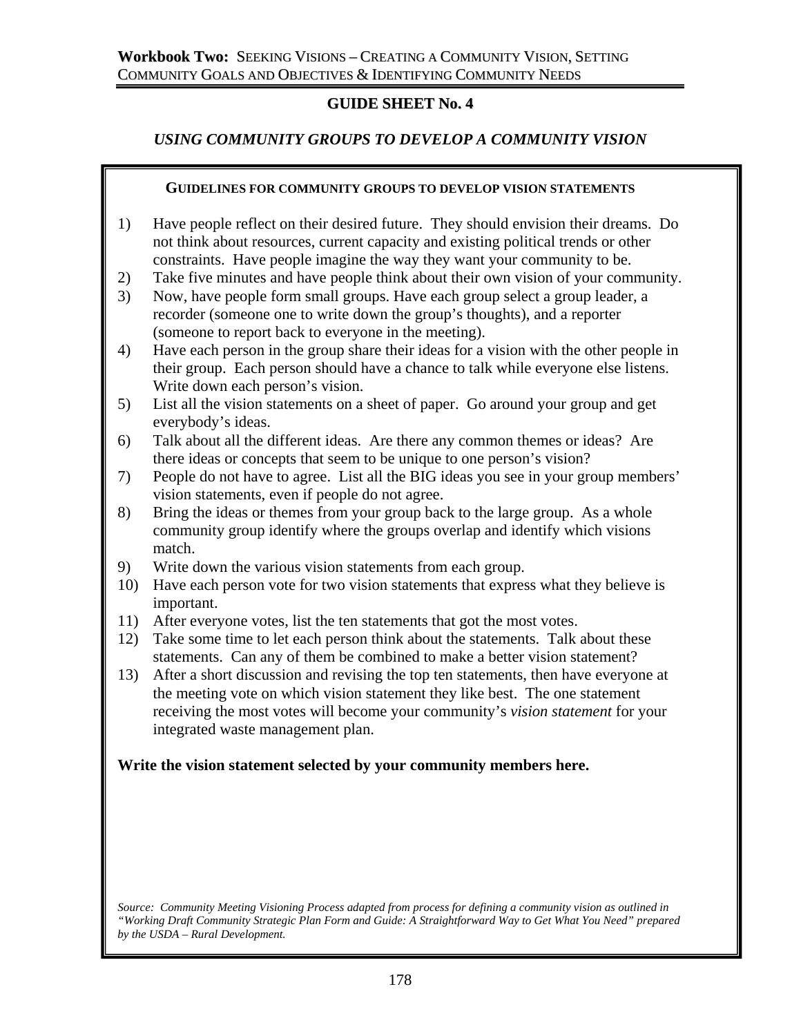## GUIDE SHEET No. 4

### *USING COMMUNITY GROUPS TO DEVELOP A COMMUNITY VISION*

**GUIDELINES FOR COMMUNITY GROUPS TO DEVELOP VISION STATEMENTS**

1) Have people reflect on their desired future. They should envision their dreams. Do not think about resources, current capacity and existing political trends or other constraints. Have people imagine the way they want your community to be.
2) Take five minutes and have people think about their own vision of your community.
3) Now, have people form small groups. Have each group select a group leader, a recorder (someone one to write down the group's thoughts), and a reporter (someone to report back to everyone in the meeting).
4) Have each person in the group share their ideas for a vision with the other people in their group. Each person should have a chance to talk while everyone else listens. Write down each person's vision.
5) List all the vision statements on a sheet of paper. Go around your group and get everybody's ideas.
6) Talk about all the different ideas. Are there any common themes or ideas? Are there ideas or concepts that seem to be unique to one person's vision?
7) People do not have to agree. List all the BIG ideas you see in your group members' vision statements, even if people do not agree.
8) Bring the ideas or themes from your group back to the large group. As a whole community group identify where the groups overlap and identify which visions match.
9) Write down the various vision statements from each group.
10) Have each person vote for two vision statements that express what they believe is important.
11) After everyone votes, list the ten statements that got the most votes.
12) Take some time to let each person think about the statements. Talk about these statements. Can any of them be combined to make a better vision statement?
13) After a short discussion and revising the top ten statements, then have everyone at the meeting vote on which vision statement they like best. The one statement receiving the most votes will become your community's *vision statement* for your integrated waste management plan.

**Write the vision statement selected by your community members here.**

*Source: Community Meeting Visioning Process adapted from process for defining a community vision as outlined in "Working Draft Community Strategic Plan Form and Guide: A Straightforward Way to Get What You Need" prepared by the USDA – Rural Development.*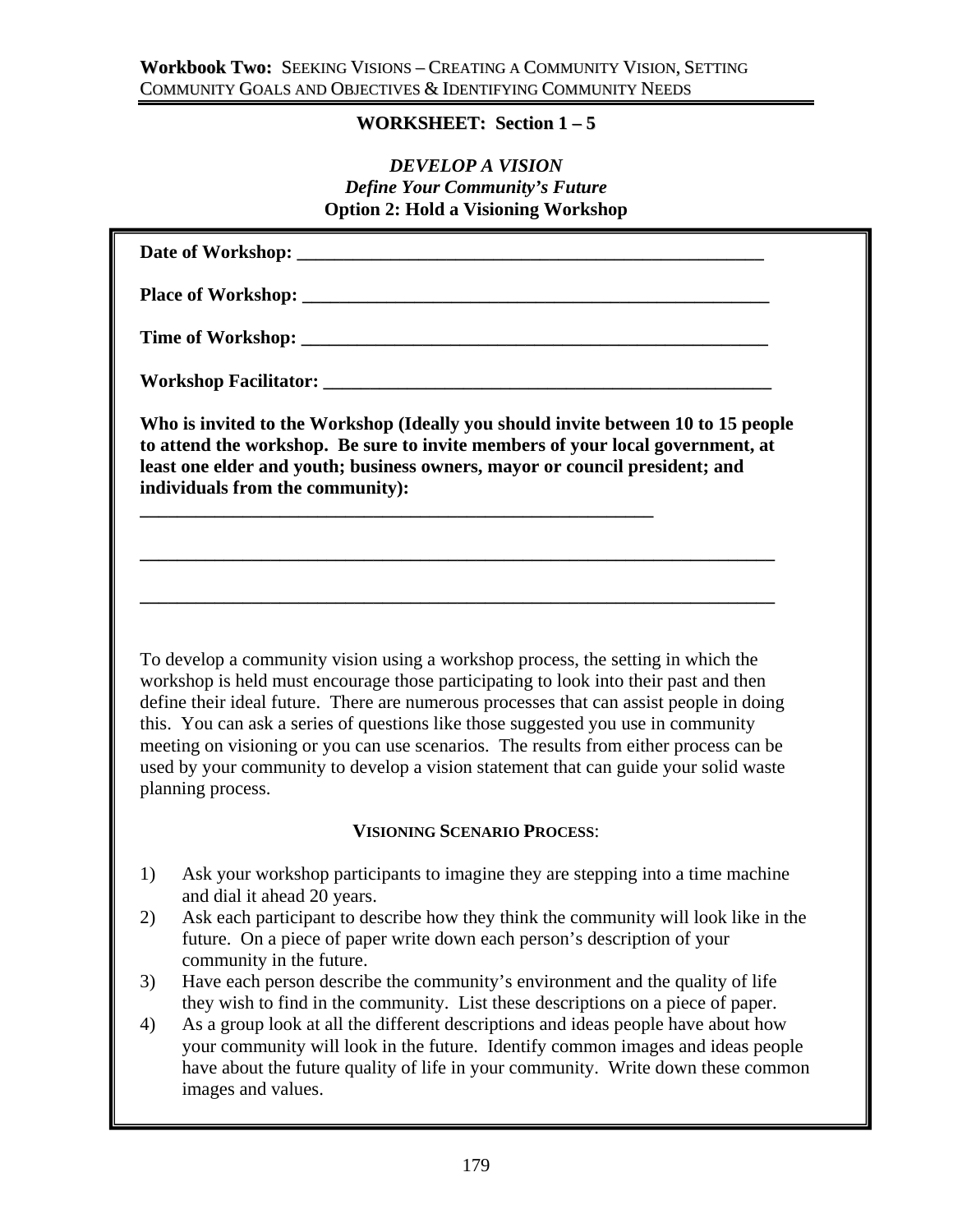## WORKSHEET: Section 1 – 5

### *DEVELOP A VISION*
### *Define Your Community's Future*
### Option 2: Hold a Visioning Workshop

**Date of Workshop:** ___________________________________________________

**Place of Workshop:** __________________________________________________

**Time of Workshop:** ___________________________________________________

**Workshop Facilitator:** ________________________________________________

**Who is invited to the Workshop (Ideally you should invite between 10 to 15 people to attend the workshop. Be sure to invite members of your local government, at least one elder and youth; business owners, mayor or council president; and individuals from the community):**

_______________________________________________________

___________________________________________________________________

___________________________________________________________________

To develop a community vision using a workshop process, the setting in which the workshop is held must encourage those participating to look into their past and then define their ideal future. There are numerous processes that can assist people in doing this. You can ask a series of questions like those suggested you use in community meeting on visioning or you can use scenarios. The results from either process can be used by your community to develop a vision statement that can guide your solid waste planning process.

**VISIONING SCENARIO PROCESS:**

1) Ask your workshop participants to imagine they are stepping into a time machine and dial it ahead 20 years.
2) Ask each participant to describe how they think the community will look like in the future. On a piece of paper write down each person's description of your community in the future.
3) Have each person describe the community's environment and the quality of life they wish to find in the community. List these descriptions on a piece of paper.
4) As a group look at all the different descriptions and ideas people have about how your community will look in the future. Identify common images and ideas people have about the future quality of life in your community. Write down these common images and values.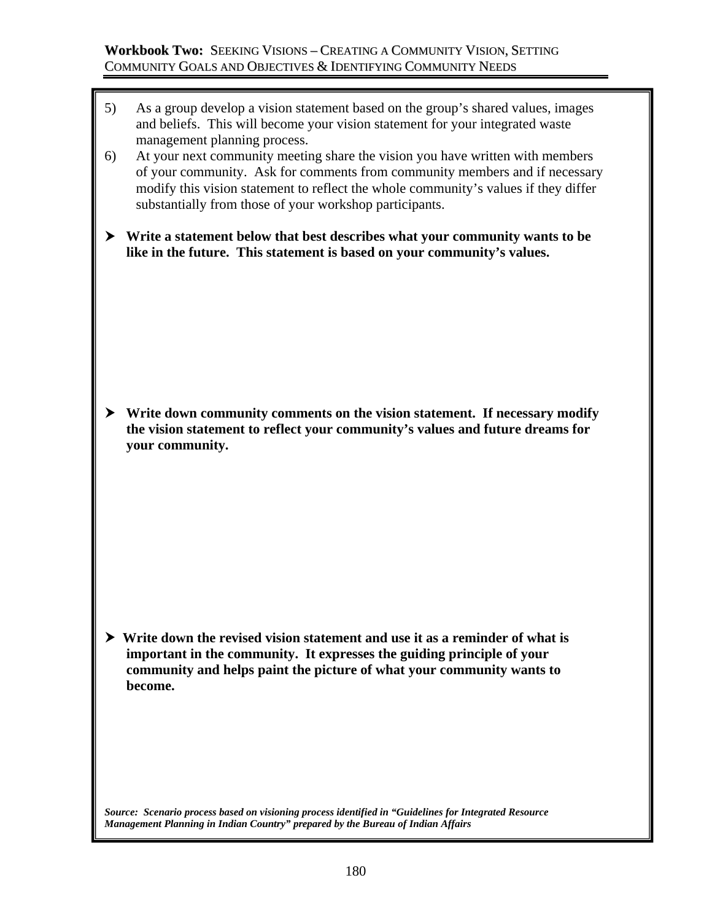5) As a group develop a vision statement based on the group's shared values, images and beliefs. This will become your vision statement for your integrated waste management planning process.

6) At your next community meeting share the vision you have written with members of your community. Ask for comments from community members and if necessary modify this vision statement to reflect the whole community's values if they differ substantially from those of your workshop participants.

- **Write a statement below that best describes what your community wants to be like in the future. This statement is based on your community's values.**

- **Write down community comments on the vision statement. If necessary modify the vision statement to reflect your community's values and future dreams for your community.**

- **Write down the revised vision statement and use it as a reminder of what is important in the community. It expresses the guiding principle of your community and helps paint the picture of what your community wants to become.**

***Source: Scenario process based on visioning process identified in "Guidelines for Integrated Resource Management Planning in Indian Country" prepared by the Bureau of Indian Affairs***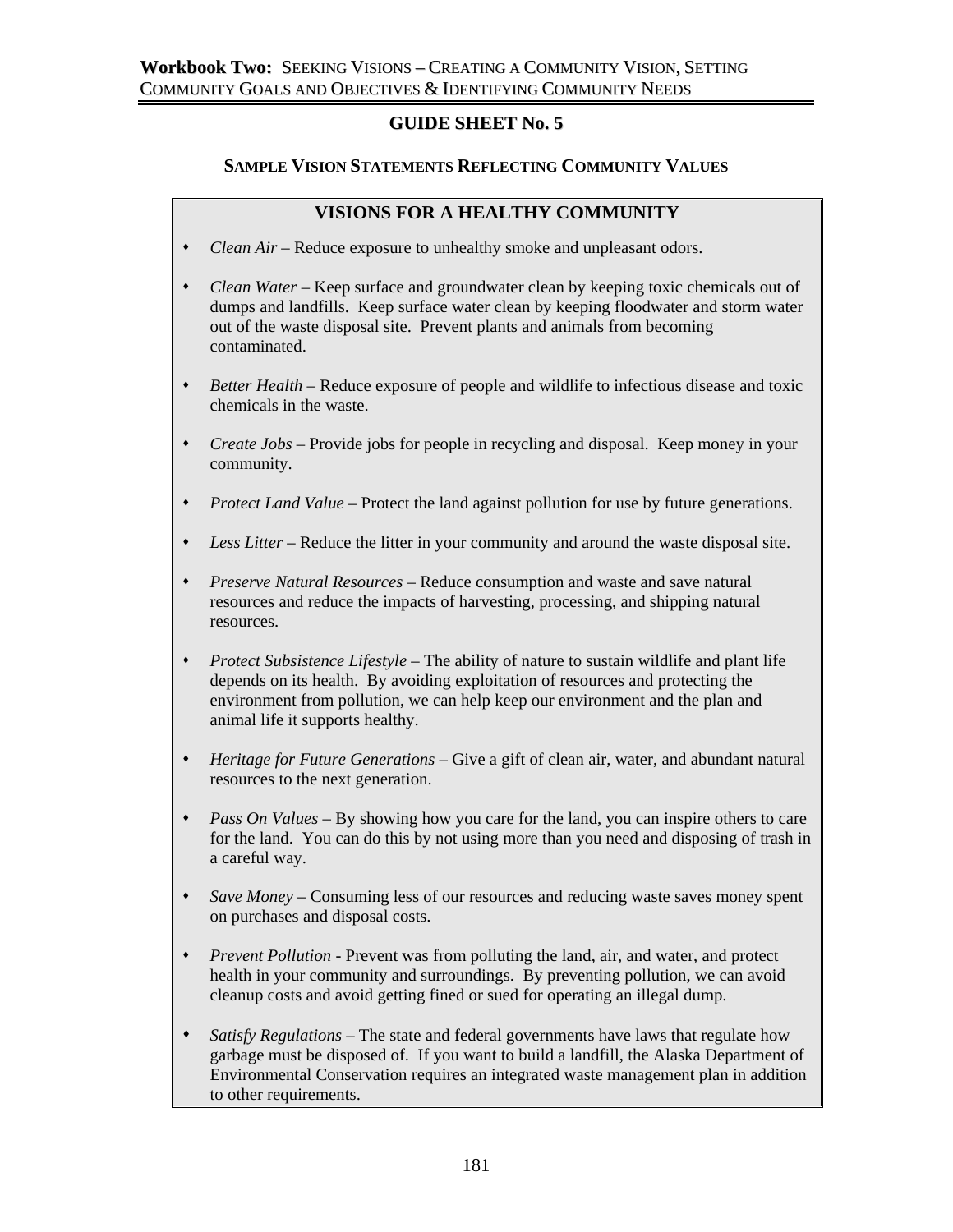## GUIDE SHEET No. 5

### SAMPLE VISION STATEMENTS REFLECTING COMMUNITY VALUES

### VISIONS FOR A HEALTHY COMMUNITY

- *Clean Air* – Reduce exposure to unhealthy smoke and unpleasant odors.
- *Clean Water* – Keep surface and groundwater clean by keeping toxic chemicals out of dumps and landfills. Keep surface water clean by keeping floodwater and storm water out of the waste disposal site. Prevent plants and animals from becoming contaminated.
- *Better Health* – Reduce exposure of people and wildlife to infectious disease and toxic chemicals in the waste.
- *Create Jobs* – Provide jobs for people in recycling and disposal. Keep money in your community.
- *Protect Land Value* – Protect the land against pollution for use by future generations.
- *Less Litter* – Reduce the litter in your community and around the waste disposal site.
- *Preserve Natural Resources* – Reduce consumption and waste and save natural resources and reduce the impacts of harvesting, processing, and shipping natural resources.
- *Protect Subsistence Lifestyle* – The ability of nature to sustain wildlife and plant life depends on its health. By avoiding exploitation of resources and protecting the environment from pollution, we can help keep our environment and the plan and animal life it supports healthy.
- *Heritage for Future Generations* – Give a gift of clean air, water, and abundant natural resources to the next generation.
- *Pass On Values* – By showing how you care for the land, you can inspire others to care for the land. You can do this by not using more than you need and disposing of trash in a careful way.
- *Save Money* – Consuming less of our resources and reducing waste saves money spent on purchases and disposal costs.
- *Prevent Pollution* - Prevent was from polluting the land, air, and water, and protect health in your community and surroundings. By preventing pollution, we can avoid cleanup costs and avoid getting fined or sued for operating an illegal dump.
- *Satisfy Regulations* – The state and federal governments have laws that regulate how garbage must be disposed of. If you want to build a landfill, the Alaska Department of Environmental Conservation requires an integrated waste management plan in addition to other requirements.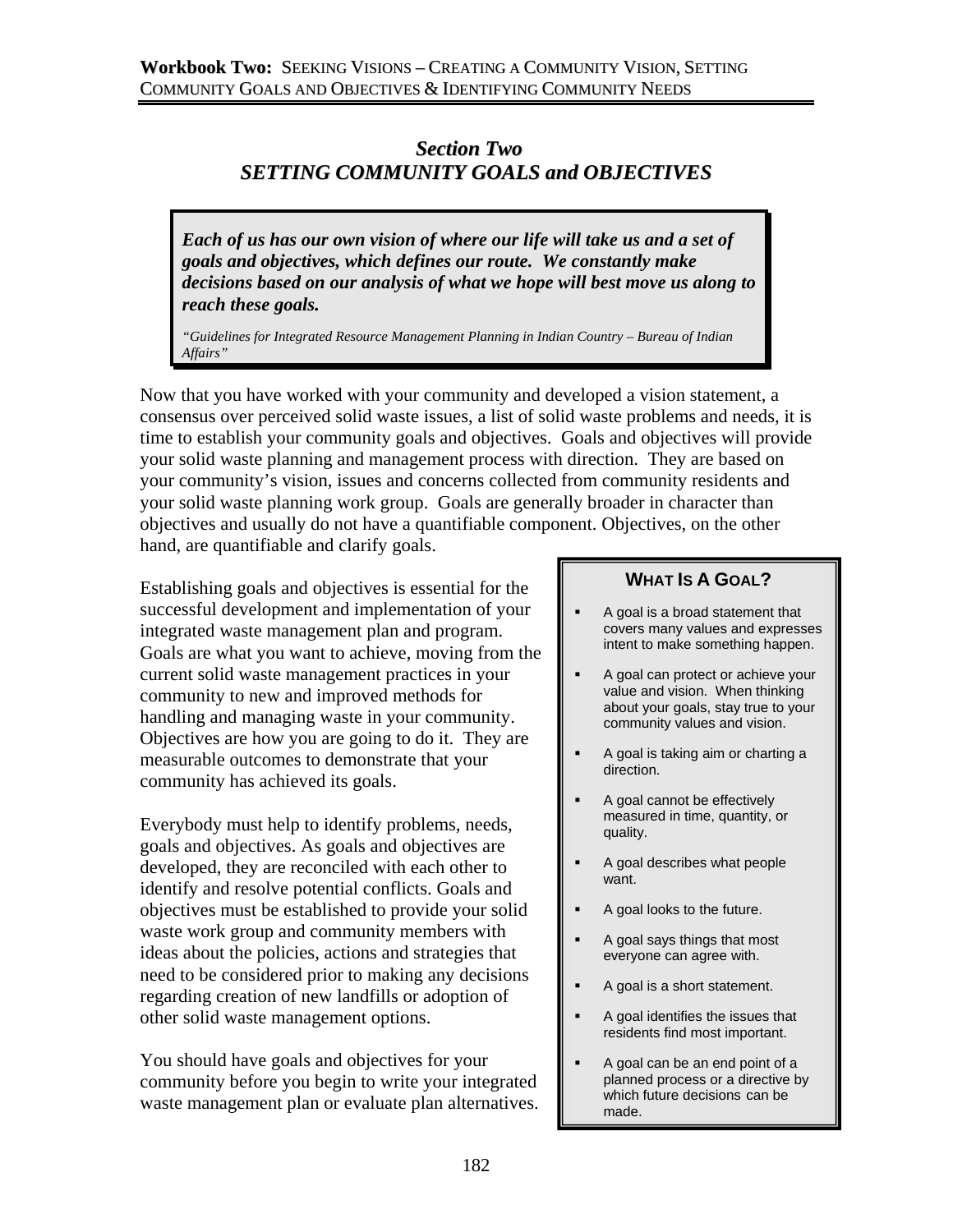## *Section Two*
## *SETTING COMMUNITY GOALS and OBJECTIVES*

> ***Each of us has our own vision of where our life will take us and a set of goals and objectives, which defines our route. We constantly make decisions based on our analysis of what we hope will best move us along to reach these goals.***
>
> *"Guidelines for Integrated Resource Management Planning in Indian Country – Bureau of Indian Affairs"*

Now that you have worked with your community and developed a vision statement, a consensus over perceived solid waste issues, a list of solid waste problems and needs, it is time to establish your community goals and objectives. Goals and objectives will provide your solid waste planning and management process with direction. They are based on your community's vision, issues and concerns collected from community residents and your solid waste planning work group. Goals are generally broader in character than objectives and usually do not have a quantifiable component. Objectives, on the other hand, are quantifiable and clarify goals.

Establishing goals and objectives is essential for the successful development and implementation of your integrated waste management plan and program. Goals are what you want to achieve, moving from the current solid waste management practices in your community to new and improved methods for handling and managing waste in your community. Objectives are how you are going to do it. They are measurable outcomes to demonstrate that your community has achieved its goals.

Everybody must help to identify problems, needs, goals and objectives. As goals and objectives are developed, they are reconciled with each other to identify and resolve potential conflicts. Goals and objectives must be established to provide your solid waste work group and community members with ideas about the policies, actions and strategies that need to be considered prior to making any decisions regarding creation of new landfills or adoption of other solid waste management options.

You should have goals and objectives for your community before you begin to write your integrated waste management plan or evaluate plan alternatives.

### WHAT IS A GOAL?

- A goal is a broad statement that covers many values and expresses intent to make something happen.
- A goal can protect or achieve your value and vision. When thinking about your goals, stay true to your community values and vision.
- A goal is taking aim or charting a direction.
- A goal cannot be effectively measured in time, quantity, or quality.
- A goal describes what people want.
- A goal looks to the future.
- A goal says things that most everyone can agree with.
- A goal is a short statement.
- A goal identifies the issues that residents find most important.
- A goal can be an end point of a planned process or a directive by which future decisions can be made.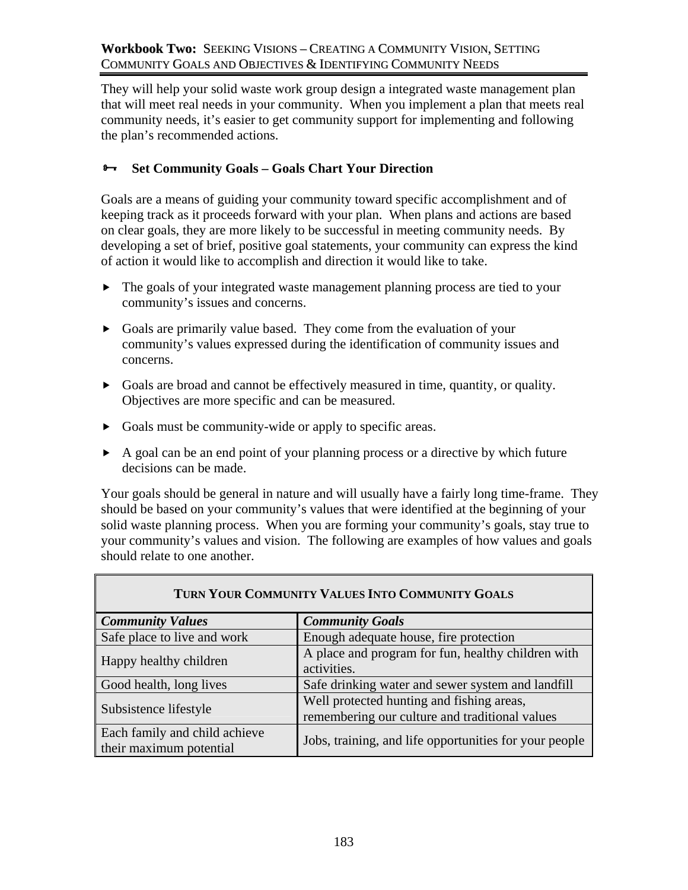They will help your solid waste work group design a integrated waste management plan that will meet real needs in your community. When you implement a plan that meets real community needs, it's easier to get community support for implementing and following the plan's recommended actions.

### Set Community Goals – Goals Chart Your Direction

Goals are a means of guiding your community toward specific accomplishment and of keeping track as it proceeds forward with your plan. When plans and actions are based on clear goals, they are more likely to be successful in meeting community needs. By developing a set of brief, positive goal statements, your community can express the kind of action it would like to accomplish and direction it would like to take.

- The goals of your integrated waste management planning process are tied to your community's issues and concerns.
- Goals are primarily value based. They come from the evaluation of your community's values expressed during the identification of community issues and concerns.
- Goals are broad and cannot be effectively measured in time, quantity, or quality. Objectives are more specific and can be measured.
- Goals must be community-wide or apply to specific areas.
- A goal can be an end point of your planning process or a directive by which future decisions can be made.

Your goals should be general in nature and will usually have a fairly long time-frame. They should be based on your community's values that were identified at the beginning of your solid waste planning process. When you are forming your community's goals, stay true to your community's values and vision. The following are examples of how values and goals should relate to one another.

| TURN YOUR COMMUNITY VALUES INTO COMMUNITY GOALS | |
|---|---|
| ***Community Values*** | ***Community Goals*** |
| Safe place to live and work | Enough adequate house, fire protection |
| Happy healthy children | A place and program for fun, healthy children with activities. |
| Good health, long lives | Safe drinking water and sewer system and landfill |
| Subsistence lifestyle | Well protected hunting and fishing areas, remembering our culture and traditional values |
| Each family and child achieve their maximum potential | Jobs, training, and life opportunities for your people |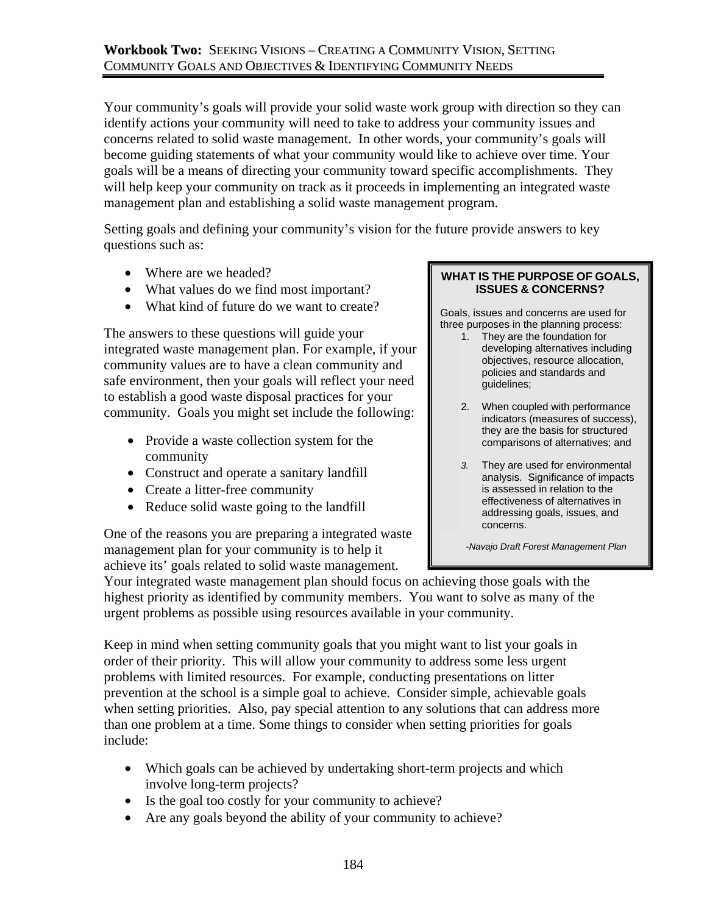Your community's goals will provide your solid waste work group with direction so they can identify actions your community will need to take to address your community issues and concerns related to solid waste management. In other words, your community's goals will become guiding statements of what your community would like to achieve over time. Your goals will be a means of directing your community toward specific accomplishments. They will help keep your community on track as it proceeds in implementing an integrated waste management plan and establishing a solid waste management program.

Setting goals and defining your community's vision for the future provide answers to key questions such as:

- Where are we headed?
- What values do we find most important?
- What kind of future do we want to create?

The answers to these questions will guide your integrated waste management plan. For example, if your community values are to have a clean community and safe environment, then your goals will reflect your need to establish a good waste disposal practices for your community. Goals you might set include the following:

- Provide a waste collection system for the community
- Construct and operate a sanitary landfill
- Create a litter-free community
- Reduce solid waste going to the landfill

One of the reasons you are preparing a integrated waste management plan for your community is to help it achieve its' goals related to solid waste management. Your integrated waste management plan should focus on achieving those goals with the highest priority as identified by community members. You want to solve as many of the urgent problems as possible using resources available in your community.

> **WHAT IS THE PURPOSE OF GOALS, ISSUES & CONCERNS?**
>
> Goals, issues and concerns are used for three purposes in the planning process:
>
> 1. They are the foundation for developing alternatives including objectives, resource allocation, policies and standards and guidelines;
> 2. When coupled with performance indicators (measures of success), they are the basis for structured comparisons of alternatives; and
> 3. They are used for environmental analysis. Significance of impacts is assessed in relation to the effectiveness of alternatives in addressing goals, issues, and concerns.
>
> *-Navajo Draft Forest Management Plan*

Keep in mind when setting community goals that you might want to list your goals in order of their priority. This will allow your community to address some less urgent problems with limited resources. For example, conducting presentations on litter prevention at the school is a simple goal to achieve. Consider simple, achievable goals when setting priorities. Also, pay special attention to any solutions that can address more than one problem at a time. Some things to consider when setting priorities for goals include:

- Which goals can be achieved by undertaking short-term projects and which involve long-term projects?
- Is the goal too costly for your community to achieve?
- Are any goals beyond the ability of your community to achieve?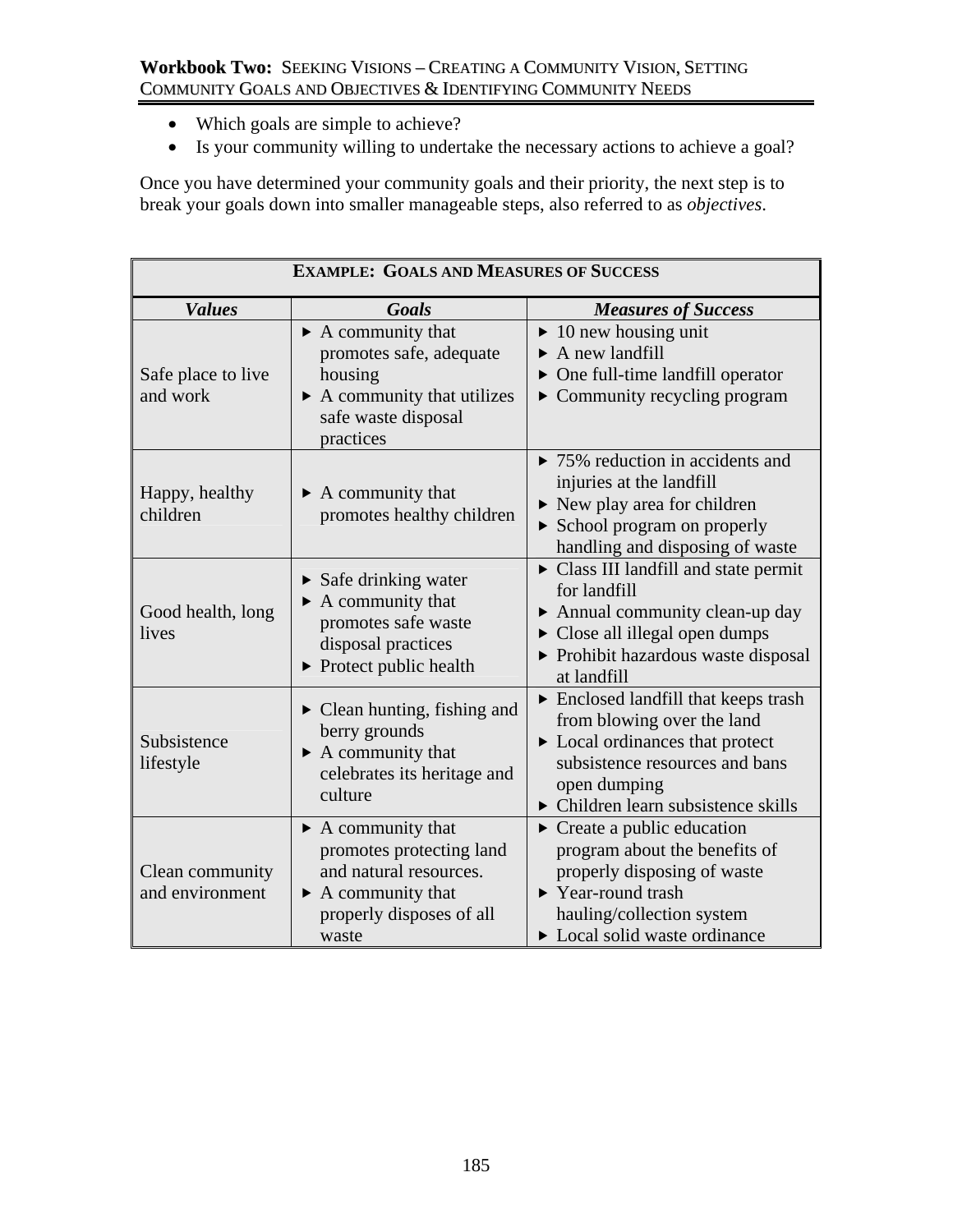- Which goals are simple to achieve?
- Is your community willing to undertake the necessary actions to achieve a goal?

Once you have determined your community goals and their priority, the next step is to break your goals down into smaller manageable steps, also referred to as *objectives*.

**EXAMPLE: GOALS AND MEASURES OF SUCCESS**

| *Values* | *Goals* | *Measures of Success* |
|---|---|---|
| Safe place to live and work | ▸ A community that promotes safe, adequate housing<br>▸ A community that utilizes safe waste disposal practices | ▸ 10 new housing unit<br>▸ A new landfill<br>▸ One full-time landfill operator<br>▸ Community recycling program |
| Happy, healthy children | ▸ A community that promotes healthy children | ▸ 75% reduction in accidents and injuries at the landfill<br>▸ New play area for children<br>▸ School program on properly handling and disposing of waste |
| Good health, long lives | ▸ Safe drinking water<br>▸ A community that promotes safe waste disposal practices<br>▸ Protect public health | ▸ Class III landfill and state permit for landfill<br>▸ Annual community clean-up day<br>▸ Close all illegal open dumps<br>▸ Prohibit hazardous waste disposal at landfill |
| Subsistence lifestyle | ▸ Clean hunting, fishing and berry grounds<br>▸ A community that celebrates its heritage and culture | ▸ Enclosed landfill that keeps trash from blowing over the land<br>▸ Local ordinances that protect subsistence resources and bans open dumping<br>▸ Children learn subsistence skills |
| Clean community and environment | ▸ A community that promotes protecting land and natural resources.<br>▸ A community that properly disposes of all waste | ▸ Create a public education program about the benefits of properly disposing of waste<br>▸ Year-round trash hauling/collection system<br>▸ Local solid waste ordinance |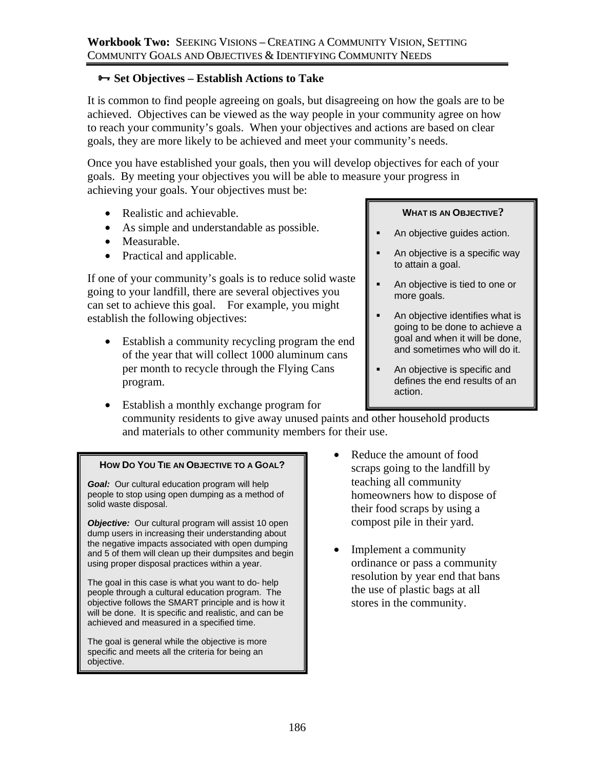## 🗝 Set Objectives – Establish Actions to Take

It is common to find people agreeing on goals, but disagreeing on how the goals are to be achieved. Objectives can be viewed as the way people in your community agree on how to reach your community's goals. When your objectives and actions are based on clear goals, they are more likely to be achieved and meet your community's needs.

Once you have established your goals, then you will develop objectives for each of your goals. By meeting your objectives you will be able to measure your progress in achieving your goals. Your objectives must be:

- Realistic and achievable.
- As simple and understandable as possible.
- Measurable.
- Practical and applicable.

> **WHAT IS AN OBJECTIVE?**
>
> - An objective guides action.
> - An objective is a specific way to attain a goal.
> - An objective is tied to one or more goals.
> - An objective identifies what is going to be done to achieve a goal and when it will be done, and sometimes who will do it.
> - An objective is specific and defines the end results of an action.

If one of your community's goals is to reduce solid waste going to your landfill, there are several objectives you can set to achieve this goal. For example, you might establish the following objectives:

- Establish a community recycling program the end of the year that will collect 1000 aluminum cans per month to recycle through the Flying Cans program.
- Establish a monthly exchange program for community residents to give away unused paints and other household products and materials to other community members for their use.
- Reduce the amount of food scraps going to the landfill by teaching all community homeowners how to dispose of their food scraps by using a compost pile in their yard.
- Implement a community ordinance or pass a community resolution by year end that bans the use of plastic bags at all stores in the community.

> **HOW DO YOU TIE AN OBJECTIVE TO A GOAL?**
>
> ***Goal:*** Our cultural education program will help people to stop using open dumping as a method of solid waste disposal.
>
> ***Objective:*** Our cultural program will assist 10 open dump users in increasing their understanding about the negative impacts associated with open dumping and 5 of them will clean up their dumpsites and begin using proper disposal practices within a year.
>
> The goal in this case is what you want to do- help people through a cultural education program. The objective follows the SMART principle and is how it will be done. It is specific and realistic, and can be achieved and measured in a specified time.
>
> The goal is general while the objective is more specific and meets all the criteria for being an objective.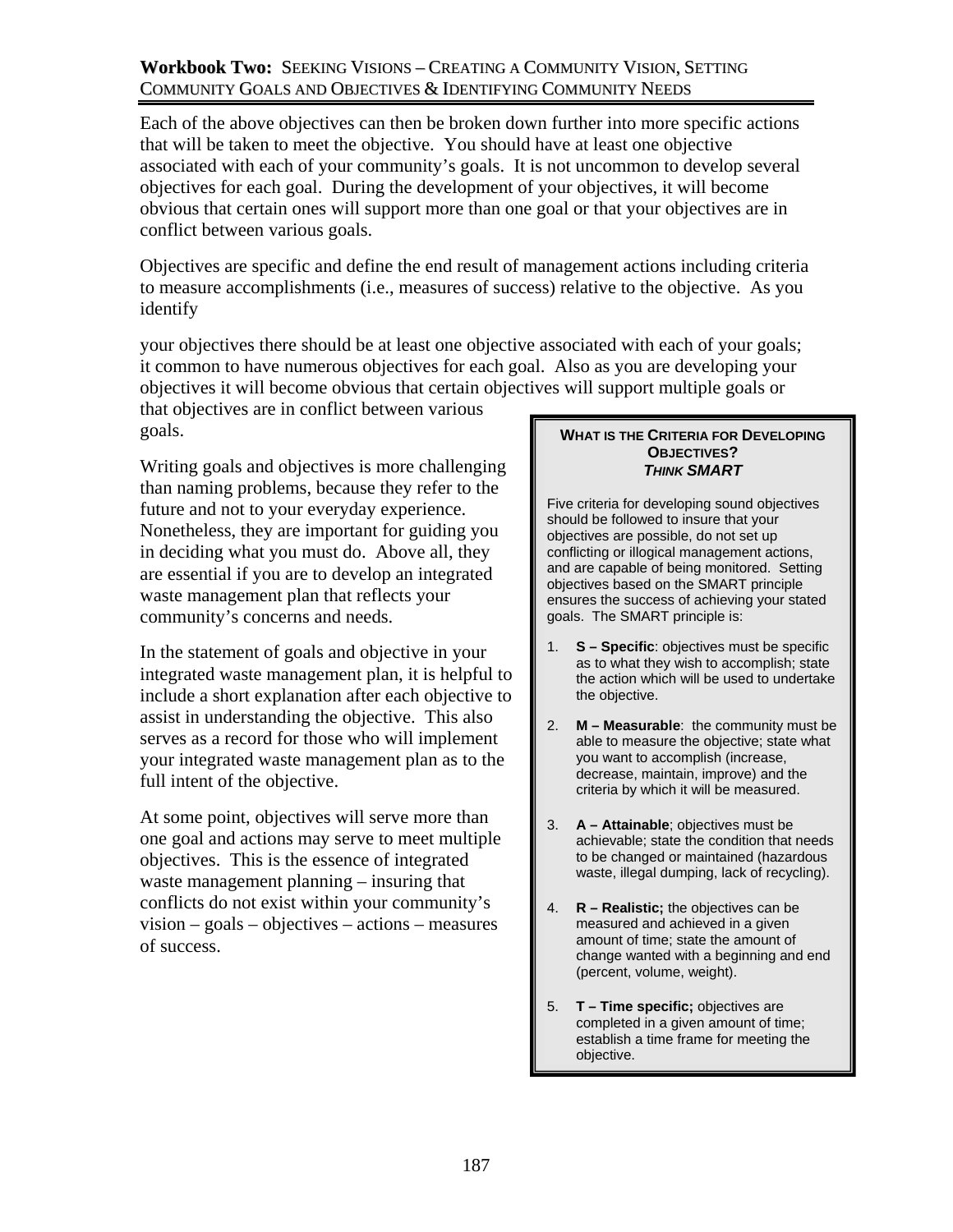Each of the above objectives can then be broken down further into more specific actions that will be taken to meet the objective. You should have at least one objective associated with each of your community's goals. It is not uncommon to develop several objectives for each goal. During the development of your objectives, it will become obvious that certain ones will support more than one goal or that your objectives are in conflict between various goals.

Objectives are specific and define the end result of management actions including criteria to measure accomplishments (i.e., measures of success) relative to the objective. As you identify

your objectives there should be at least one objective associated with each of your goals; it common to have numerous objectives for each goal. Also as you are developing your objectives it will become obvious that certain objectives will support multiple goals or that objectives are in conflict between various goals.

Writing goals and objectives is more challenging than naming problems, because they refer to the future and not to your everyday experience. Nonetheless, they are important for guiding you in deciding what you must do. Above all, they are essential if you are to develop an integrated waste management plan that reflects your community's concerns and needs.

In the statement of goals and objective in your integrated waste management plan, it is helpful to include a short explanation after each objective to assist in understanding the objective. This also serves as a record for those who will implement your integrated waste management plan as to the full intent of the objective.

At some point, objectives will serve more than one goal and actions may serve to meet multiple objectives. This is the essence of integrated waste management planning – insuring that conflicts do not exist within your community's vision – goals – objectives – actions – measures of success.

**WHAT IS THE CRITERIA FOR DEVELOPING OBJECTIVES?**
***THINK SMART***

Five criteria for developing sound objectives should be followed to insure that your objectives are possible, do not set up conflicting or illogical management actions, and are capable of being monitored. Setting objectives based on the SMART principle ensures the success of achieving your stated goals. The SMART principle is:

1. **S – Specific**: objectives must be specific as to what they wish to accomplish; state the action which will be used to undertake the objective.
2. **M – Measurable**: the community must be able to measure the objective; state what you want to accomplish (increase, decrease, maintain, improve) and the criteria by which it will be measured.
3. **A – Attainable**; objectives must be achievable; state the condition that needs to be changed or maintained (hazardous waste, illegal dumping, lack of recycling).
4. **R – Realistic;** the objectives can be measured and achieved in a given amount of time; state the amount of change wanted with a beginning and end (percent, volume, weight).
5. **T – Time specific;** objectives are completed in a given amount of time; establish a time frame for meeting the objective.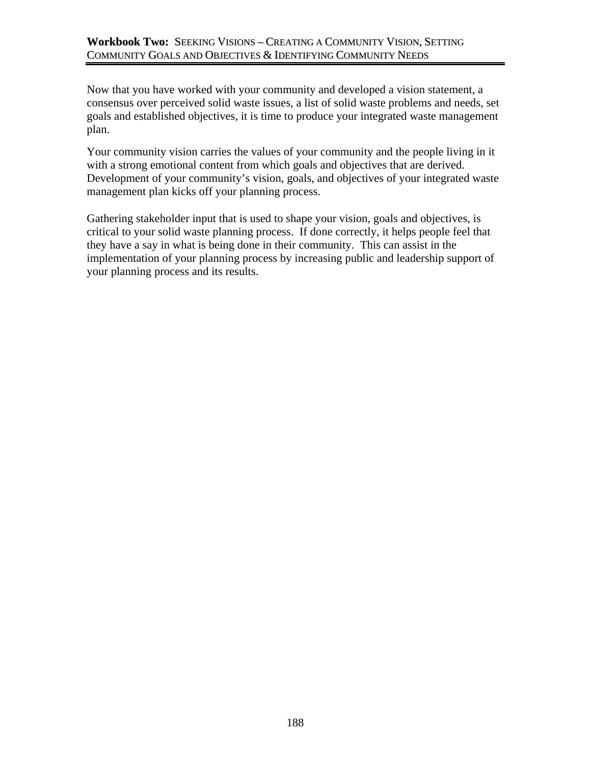Now that you have worked with your community and developed a vision statement, a consensus over perceived solid waste issues, a list of solid waste problems and needs, set goals and established objectives, it is time to produce your integrated waste management plan.

Your community vision carries the values of your community and the people living in it with a strong emotional content from which goals and objectives that are derived. Development of your community's vision, goals, and objectives of your integrated waste management plan kicks off your planning process.

Gathering stakeholder input that is used to shape your vision, goals and objectives, is critical to your solid waste planning process. If done correctly, it helps people feel that they have a say in what is being done in their community. This can assist in the implementation of your planning process by increasing public and leadership support of your planning process and its results.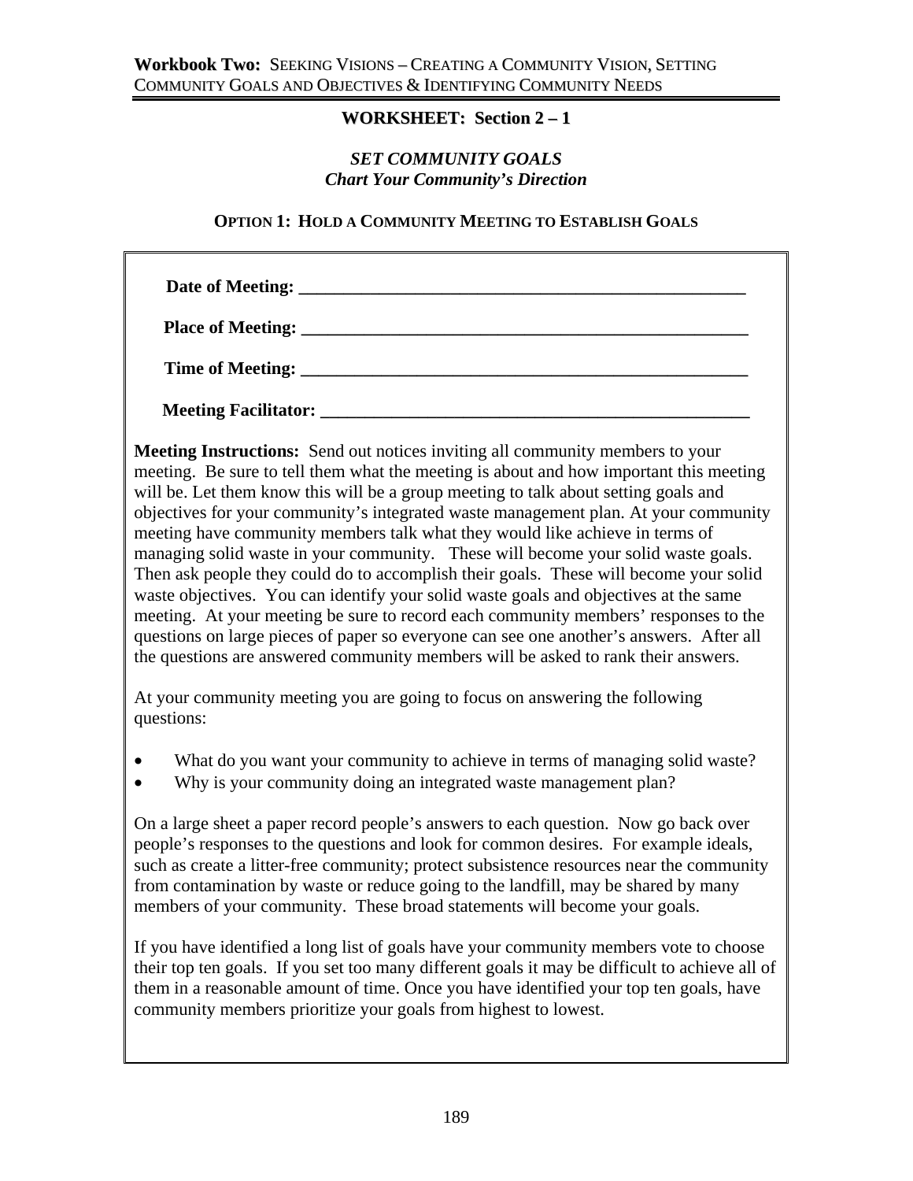## WORKSHEET: Section 2 – 1

### *SET COMMUNITY GOALS*
### *Chart Your Community's Direction*

**OPTION 1: HOLD A COMMUNITY MEETING TO ESTABLISH GOALS**

**Date of Meeting:** ____________________________________________________

**Place of Meeting:** ____________________________________________________

**Time of Meeting:** ____________________________________________________

**Meeting Facilitator:** __________________________________________________

**Meeting Instructions:** Send out notices inviting all community members to your meeting. Be sure to tell them what the meeting is about and how important this meeting will be. Let them know this will be a group meeting to talk about setting goals and objectives for your community's integrated waste management plan. At your community meeting have community members talk what they would like achieve in terms of managing solid waste in your community. These will become your solid waste goals. Then ask people they could do to accomplish their goals. These will become your solid waste objectives. You can identify your solid waste goals and objectives at the same meeting. At your meeting be sure to record each community members' responses to the questions on large pieces of paper so everyone can see one another's answers. After all the questions are answered community members will be asked to rank their answers.

At your community meeting you are going to focus on answering the following questions:

- What do you want your community to achieve in terms of managing solid waste?
- Why is your community doing an integrated waste management plan?

On a large sheet a paper record people's answers to each question. Now go back over people's responses to the questions and look for common desires. For example ideals, such as create a litter-free community; protect subsistence resources near the community from contamination by waste or reduce going to the landfill, may be shared by many members of your community. These broad statements will become your goals.

If you have identified a long list of goals have your community members vote to choose their top ten goals. If you set too many different goals it may be difficult to achieve all of them in a reasonable amount of time. Once you have identified your top ten goals, have community members prioritize your goals from highest to lowest.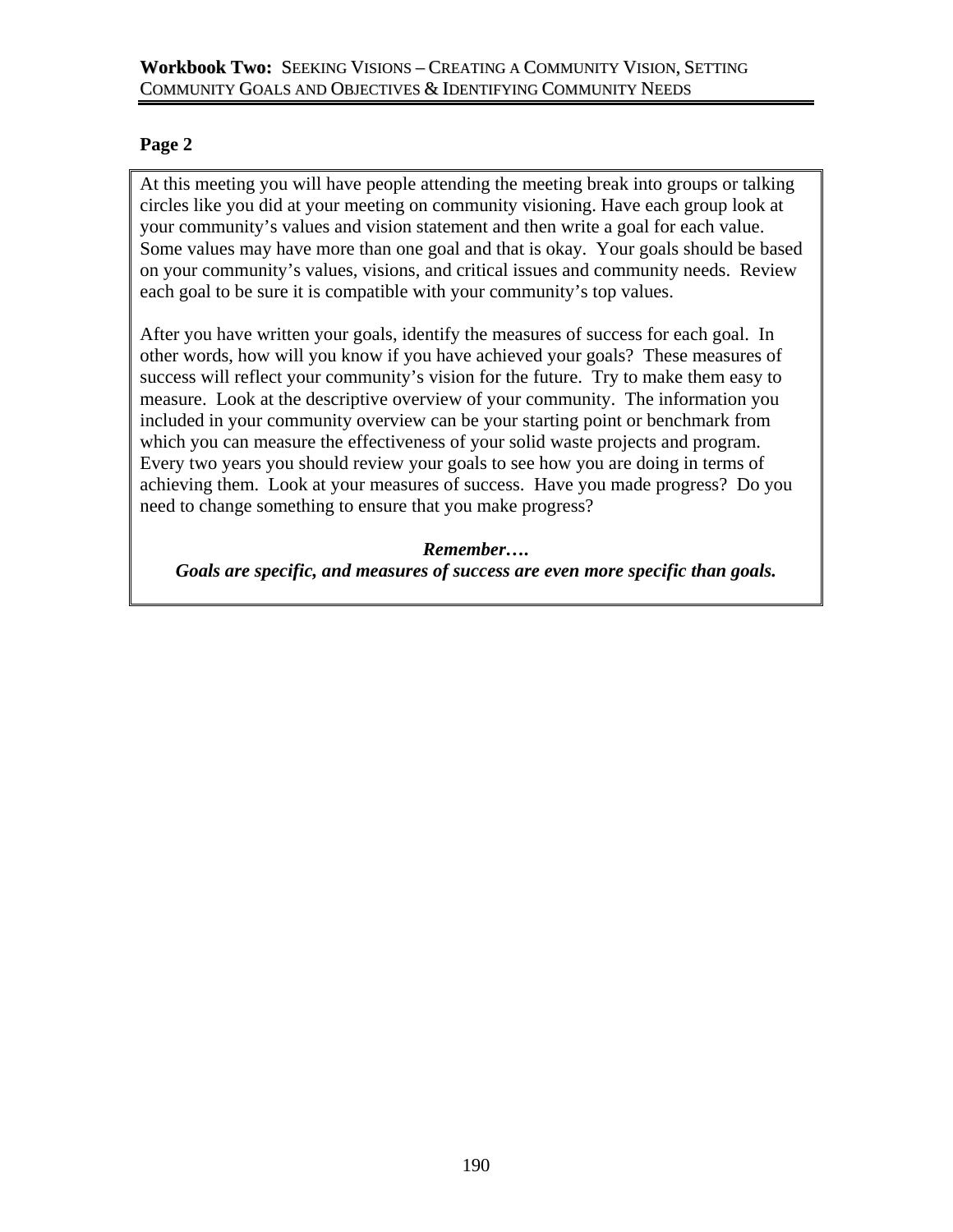**Page 2**

At this meeting you will have people attending the meeting break into groups or talking circles like you did at your meeting on community visioning. Have each group look at your community's values and vision statement and then write a goal for each value. Some values may have more than one goal and that is okay. Your goals should be based on your community's values, visions, and critical issues and community needs. Review each goal to be sure it is compatible with your community's top values.

After you have written your goals, identify the measures of success for each goal. In other words, how will you know if you have achieved your goals? These measures of success will reflect your community's vision for the future. Try to make them easy to measure. Look at the descriptive overview of your community. The information you included in your community overview can be your starting point or benchmark from which you can measure the effectiveness of your solid waste projects and program. Every two years you should review your goals to see how you are doing in terms of achieving them. Look at your measures of success. Have you made progress? Do you need to change something to ensure that you make progress?

***Remember….***
***Goals are specific, and measures of success are even more specific than goals.***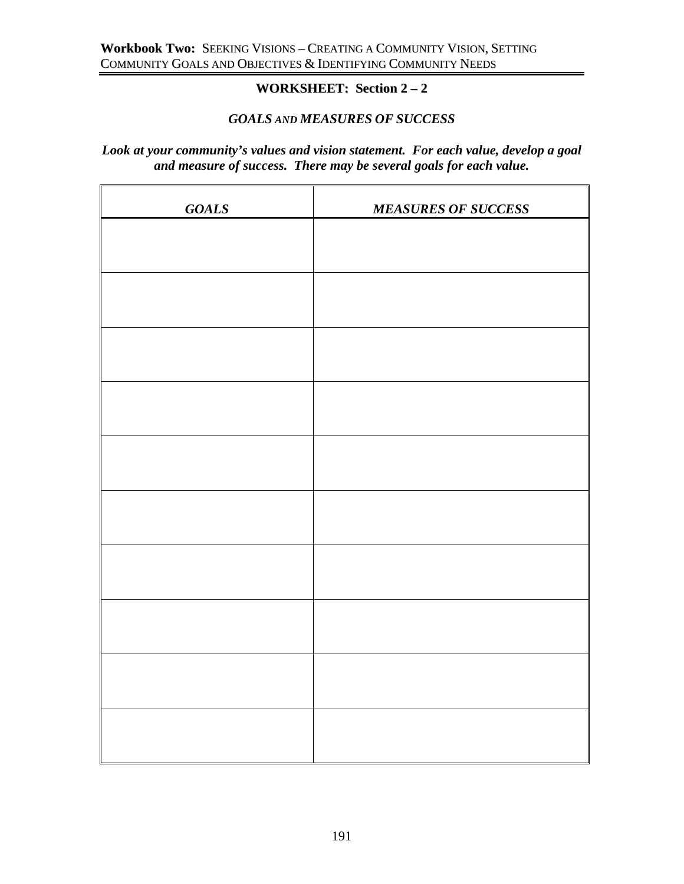## WORKSHEET: Section 2 – 2

### *GOALS AND MEASURES OF SUCCESS*

***Look at your community's values and vision statement. For each value, develop a goal and measure of success. There may be several goals for each value.***

| *GOALS* | *MEASURES OF SUCCESS* |
|---|---|
| | |
| | |
| | |
| | |
| | |
| | |
| | |
| | |
| | |
| | |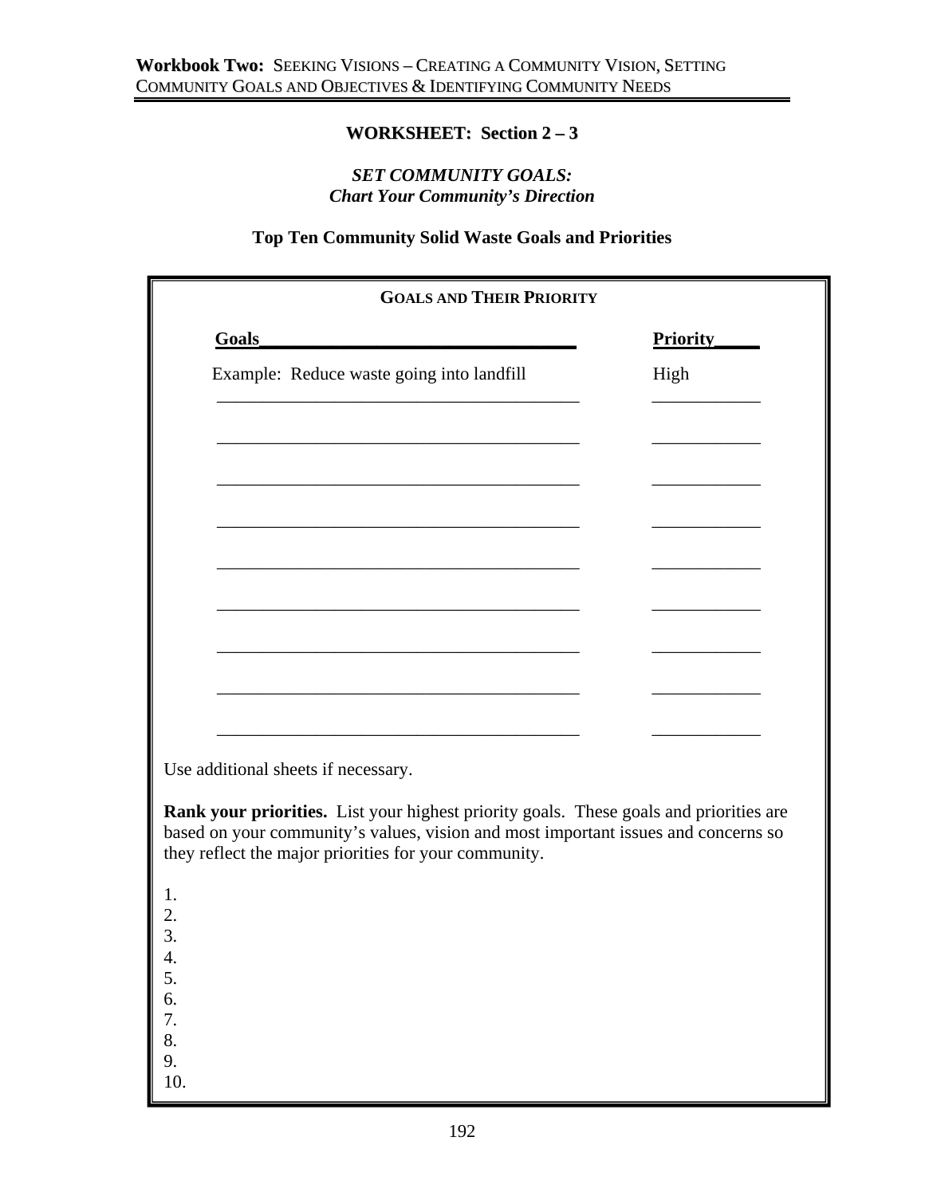## WORKSHEET: Section 2 – 3

### *SET COMMUNITY GOALS: Chart Your Community's Direction*

### Top Ten Community Solid Waste Goals and Priorities

**GOALS AND THEIR PRIORITY**

| Goals | Priority |
|---|---|
| Example: Reduce waste going into landfill | High |
| | |
| | |
| | |
| | |
| | |
| | |
| | |
| | |
| | |

Use additional sheets if necessary.

**Rank your priorities.** List your highest priority goals. These goals and priorities are based on your community's values, vision and most important issues and concerns so they reflect the major priorities for your community.

1.
2.
3.
4.
5.
6.
7.
8.
9.
10.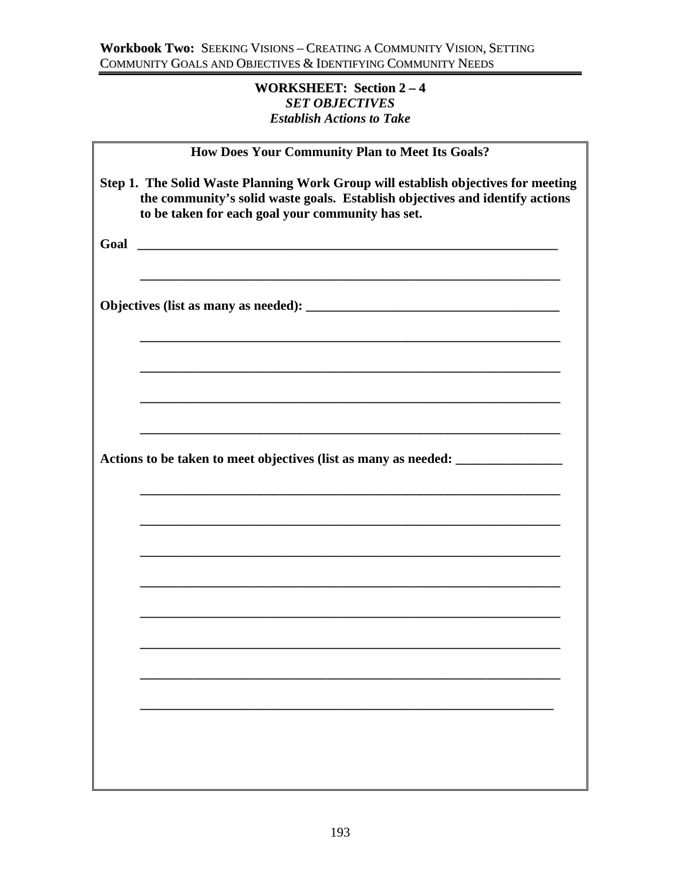**WORKSHEET: Section 2 – 4**
***SET OBJECTIVES***
***Establish Actions to Take***

**How Does Your Community Plan to Meet Its Goals?**

**Step 1. The Solid Waste Planning Work Group will establish objectives for meeting the community's solid waste goals. Establish objectives and identify actions to be taken for each goal your community has set.**

**Goal** ____________________________________________________________

____________________________________________________________

**Objectives (list as many as needed):** ____________________________________

____________________________________________________________

____________________________________________________________

____________________________________________________________

____________________________________________________________

**Actions to be taken to meet objectives (list as many as needed:** ______________

____________________________________________________________

____________________________________________________________

____________________________________________________________

____________________________________________________________

____________________________________________________________

____________________________________________________________

____________________________________________________________

____________________________________________________________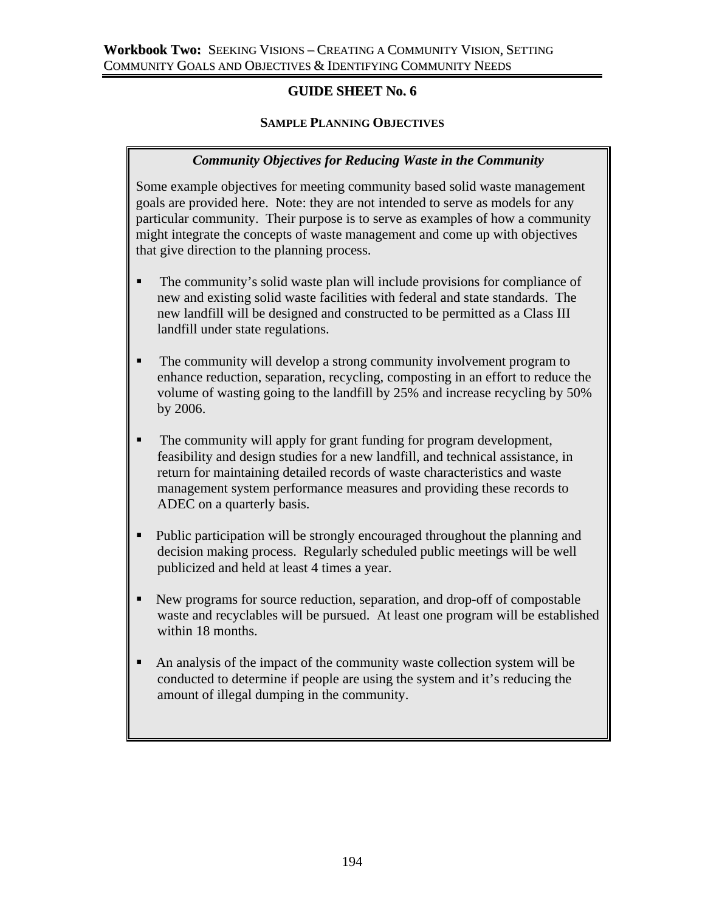## GUIDE SHEET No. 6

### SAMPLE PLANNING OBJECTIVES

***Community Objectives for Reducing Waste in the Community***

Some example objectives for meeting community based solid waste management goals are provided here. Note: they are not intended to serve as models for any particular community. Their purpose is to serve as examples of how a community might integrate the concepts of waste management and come up with objectives that give direction to the planning process.

- The community's solid waste plan will include provisions for compliance of new and existing solid waste facilities with federal and state standards. The new landfill will be designed and constructed to be permitted as a Class III landfill under state regulations.
- The community will develop a strong community involvement program to enhance reduction, separation, recycling, composting in an effort to reduce the volume of wasting going to the landfill by 25% and increase recycling by 50% by 2006.
- The community will apply for grant funding for program development, feasibility and design studies for a new landfill, and technical assistance, in return for maintaining detailed records of waste characteristics and waste management system performance measures and providing these records to ADEC on a quarterly basis.
- Public participation will be strongly encouraged throughout the planning and decision making process. Regularly scheduled public meetings will be well publicized and held at least 4 times a year.
- New programs for source reduction, separation, and drop-off of compostable waste and recyclables will be pursued. At least one program will be established within 18 months.
- An analysis of the impact of the community waste collection system will be conducted to determine if people are using the system and it's reducing the amount of illegal dumping in the community.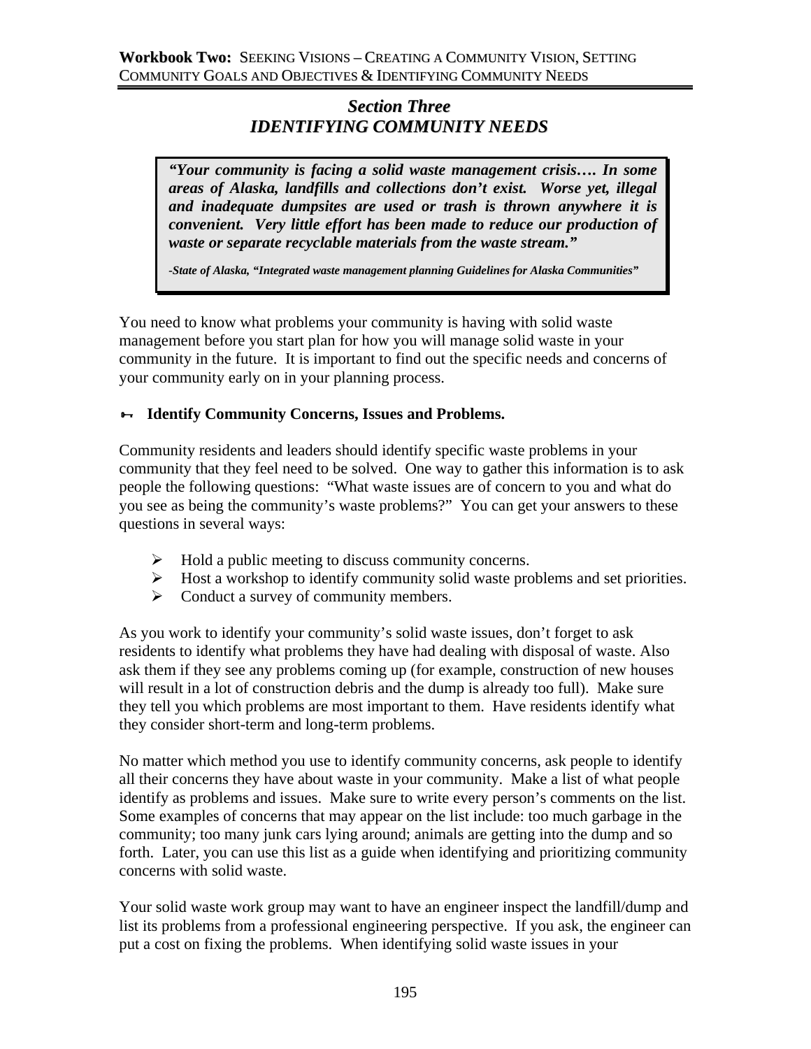## *Section Three*
## *IDENTIFYING COMMUNITY NEEDS*

> ***"Your community is facing a solid waste management crisis…. In some areas of Alaska, landfills and collections don't exist. Worse yet, illegal and inadequate dumpsites are used or trash is thrown anywhere it is convenient. Very little effort has been made to reduce our production of waste or separate recyclable materials from the waste stream."***
>
> ***-State of Alaska, "Integrated waste management planning Guidelines for Alaska Communities"***

You need to know what problems your community is having with solid waste management before you start plan for how you will manage solid waste in your community in the future. It is important to find out the specific needs and concerns of your community early on in your planning process.

### Identify Community Concerns, Issues and Problems.

Community residents and leaders should identify specific waste problems in your community that they feel need to be solved. One way to gather this information is to ask people the following questions: "What waste issues are of concern to you and what do you see as being the community's waste problems?" You can get your answers to these questions in several ways:

- Hold a public meeting to discuss community concerns.
- Host a workshop to identify community solid waste problems and set priorities.
- Conduct a survey of community members.

As you work to identify your community's solid waste issues, don't forget to ask residents to identify what problems they have had dealing with disposal of waste. Also ask them if they see any problems coming up (for example, construction of new houses will result in a lot of construction debris and the dump is already too full). Make sure they tell you which problems are most important to them. Have residents identify what they consider short-term and long-term problems.

No matter which method you use to identify community concerns, ask people to identify all their concerns they have about waste in your community. Make a list of what people identify as problems and issues. Make sure to write every person's comments on the list. Some examples of concerns that may appear on the list include: too much garbage in the community; too many junk cars lying around; animals are getting into the dump and so forth. Later, you can use this list as a guide when identifying and prioritizing community concerns with solid waste.

Your solid waste work group may want to have an engineer inspect the landfill/dump and list its problems from a professional engineering perspective. If you ask, the engineer can put a cost on fixing the problems. When identifying solid waste issues in your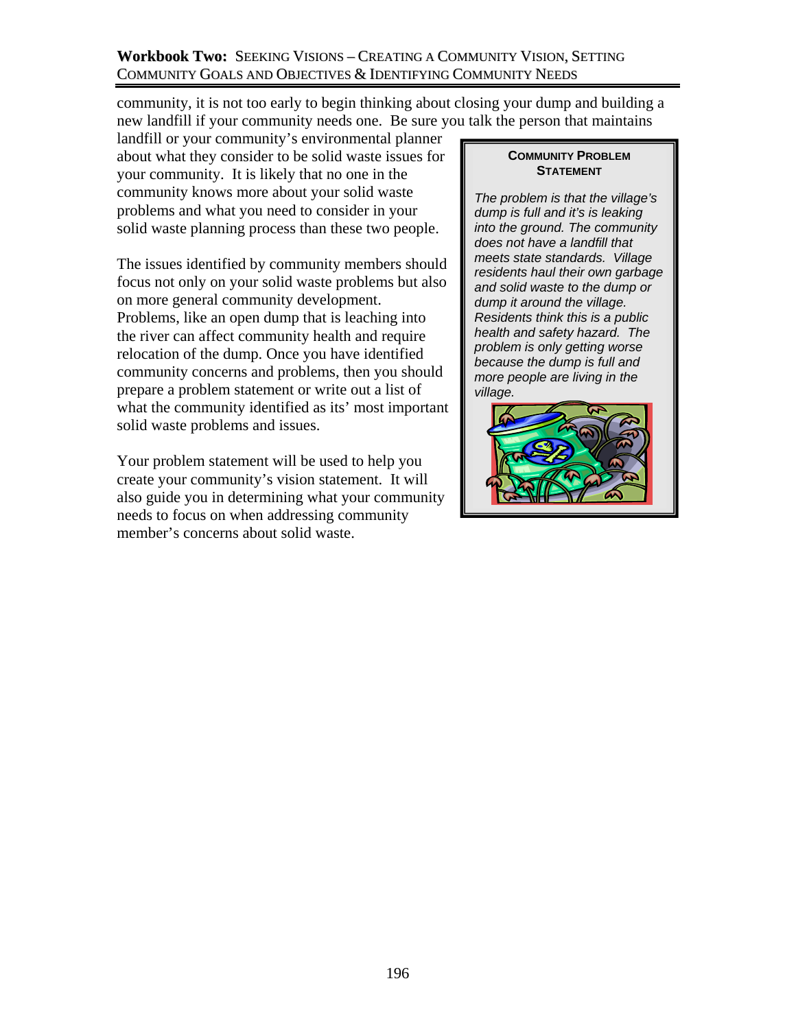community, it is not too early to begin thinking about closing your dump and building a new landfill if your community needs one. Be sure you talk the person that maintains landfill or your community's environmental planner about what they consider to be solid waste issues for your community. It is likely that no one in the community knows more about your solid waste problems and what you need to consider in your solid waste planning process than these two people.

The issues identified by community members should focus not only on your solid waste problems but also on more general community development. Problems, like an open dump that is leaching into the river can affect community health and require relocation of the dump. Once you have identified community concerns and problems, then you should prepare a problem statement or write out a list of what the community identified as its' most important solid waste problems and issues.

Your problem statement will be used to help you create your community's vision statement. It will also guide you in determining what your community needs to focus on when addressing community member's concerns about solid waste.

> **COMMUNITY PROBLEM STATEMENT**
>
> *The problem is that the village's dump is full and it's is leaking into the ground. The community does not have a landfill that meets state standards. Village residents haul their own garbage and solid waste to the dump or dump it around the village. Residents think this is a public health and safety hazard. The problem is only getting worse because the dump is full and more people are living in the village.*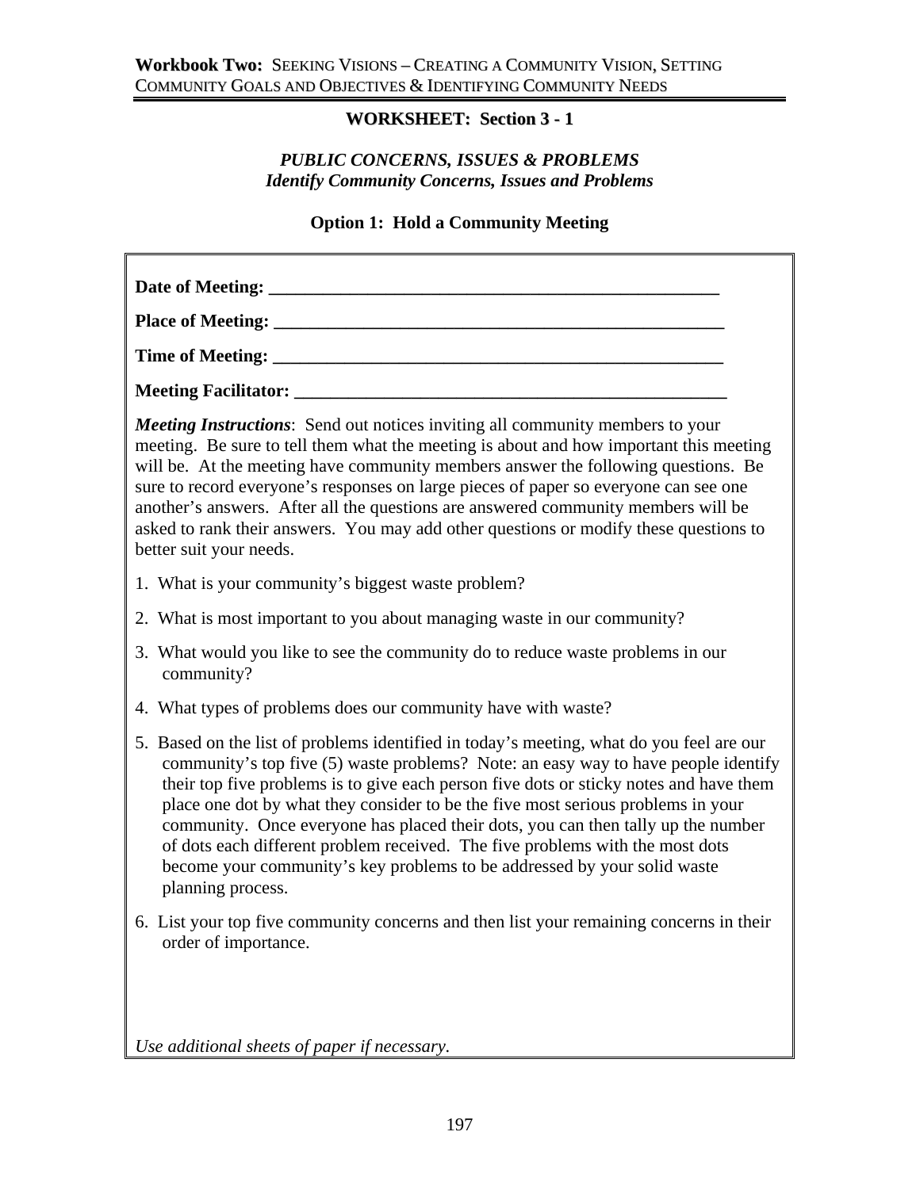## WORKSHEET: Section 3 - 1

### *PUBLIC CONCERNS, ISSUES & PROBLEMS*
### *Identify Community Concerns, Issues and Problems*

### Option 1: Hold a Community Meeting

**Date of Meeting:** ___________________________________________________

**Place of Meeting:** ___________________________________________________

**Time of Meeting:** ___________________________________________________

**Meeting Facilitator:** ________________________________________________

***Meeting Instructions***: Send out notices inviting all community members to your meeting. Be sure to tell them what the meeting is about and how important this meeting will be. At the meeting have community members answer the following questions. Be sure to record everyone's responses on large pieces of paper so everyone can see one another's answers. After all the questions are answered community members will be asked to rank their answers. You may add other questions or modify these questions to better suit your needs.

1. What is your community's biggest waste problem?
2. What is most important to you about managing waste in our community?
3. What would you like to see the community do to reduce waste problems in our community?
4. What types of problems does our community have with waste?
5. Based on the list of problems identified in today's meeting, what do you feel are our community's top five (5) waste problems? Note: an easy way to have people identify their top five problems is to give each person five dots or sticky notes and have them place one dot by what they consider to be the five most serious problems in your community. Once everyone has placed their dots, you can then tally up the number of dots each different problem received. The five problems with the most dots become your community's key problems to be addressed by your solid waste planning process.
6. List your top five community concerns and then list your remaining concerns in their order of importance.

*Use additional sheets of paper if necessary.*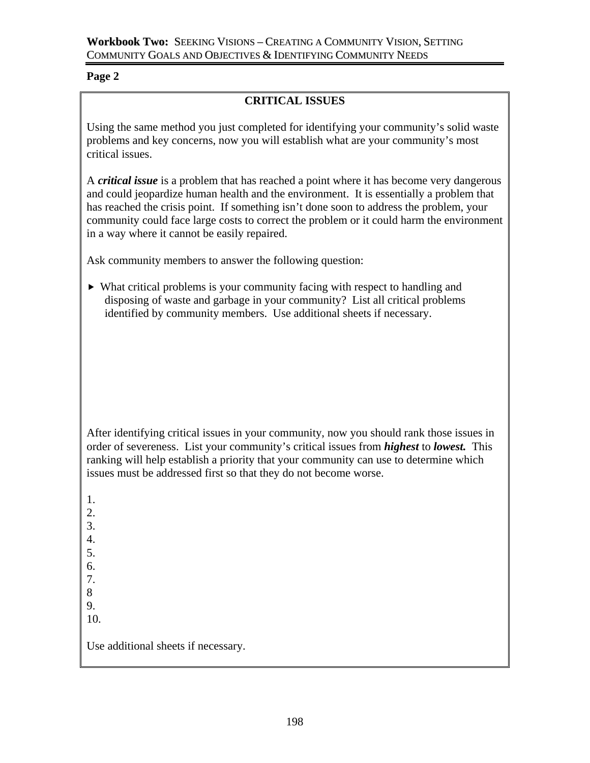**Page 2**

## CRITICAL ISSUES

Using the same method you just completed for identifying your community's solid waste problems and key concerns, now you will establish what are your community's most critical issues.

A ***critical issue*** is a problem that has reached a point where it has become very dangerous and could jeopardize human health and the environment. It is essentially a problem that has reached the crisis point. If something isn't done soon to address the problem, your community could face large costs to correct the problem or it could harm the environment in a way where it cannot be easily repaired.

Ask community members to answer the following question:

- What critical problems is your community facing with respect to handling and disposing of waste and garbage in your community? List all critical problems identified by community members. Use additional sheets if necessary.

After identifying critical issues in your community, now you should rank those issues in order of severeness. List your community's critical issues from ***highest*** to ***lowest.*** This ranking will help establish a priority that your community can use to determine which issues must be addressed first so that they do not become worse.

1.
2.
3.
4.
5.
6.
7.
8
9.
10.

Use additional sheets if necessary.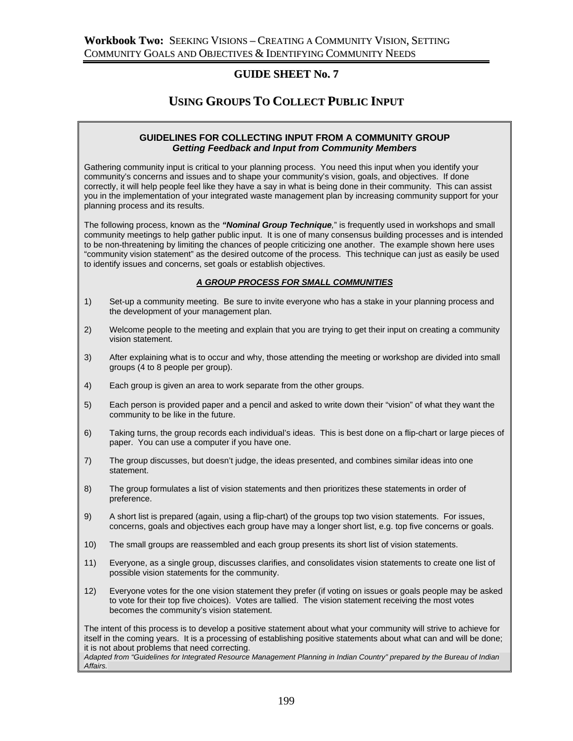## GUIDE SHEET No. 7

## USING GROUPS TO COLLECT PUBLIC INPUT

### GUIDELINES FOR COLLECTING INPUT FROM A COMMUNITY GROUP
***Getting Feedback and Input from Community Members***

Gathering community input is critical to your planning process. You need this input when you identify your community's concerns and issues and to shape your community's vision, goals, and objectives. If done correctly, it will help people feel like they have a say in what is being done in their community. This can assist you in the implementation of your integrated waste management plan by increasing community support for your planning process and its results.

The following process, known as the ***"Nominal Group Technique***," is frequently used in workshops and small community meetings to help gather public input. It is one of many consensus building processes and is intended to be non-threatening by limiting the chances of people criticizing one another. The example shown here uses "community vision statement" as the desired outcome of the process. This technique can just as easily be used to identify issues and concerns, set goals or establish objectives.

***A GROUP PROCESS FOR SMALL COMMUNITIES***

1) Set-up a community meeting. Be sure to invite everyone who has a stake in your planning process and the development of your management plan.

2) Welcome people to the meeting and explain that you are trying to get their input on creating a community vision statement.

3) After explaining what is to occur and why, those attending the meeting or workshop are divided into small groups (4 to 8 people per group).

4) Each group is given an area to work separate from the other groups.

5) Each person is provided paper and a pencil and asked to write down their "vision" of what they want the community to be like in the future.

6) Taking turns, the group records each individual's ideas. This is best done on a flip-chart or large pieces of paper. You can use a computer if you have one.

7) The group discusses, but doesn't judge, the ideas presented, and combines similar ideas into one statement.

8) The group formulates a list of vision statements and then prioritizes these statements in order of preference.

9) A short list is prepared (again, using a flip-chart) of the groups top two vision statements. For issues, concerns, goals and objectives each group have may a longer short list, e.g. top five concerns or goals.

10) The small groups are reassembled and each group presents its short list of vision statements.

11) Everyone, as a single group, discusses clarifies, and consolidates vision statements to create one list of possible vision statements for the community.

12) Everyone votes for the one vision statement they prefer (if voting on issues or goals people may be asked to vote for their top five choices). Votes are tallied. The vision statement receiving the most votes becomes the community's vision statement.

The intent of this process is to develop a positive statement about what your community will strive to achieve for itself in the coming years. It is a processing of establishing positive statements about what can and will be done; it is not about problems that need correcting.

*Adapted from "Guidelines for Integrated Resource Management Planning in Indian Country" prepared by the Bureau of Indian Affairs.*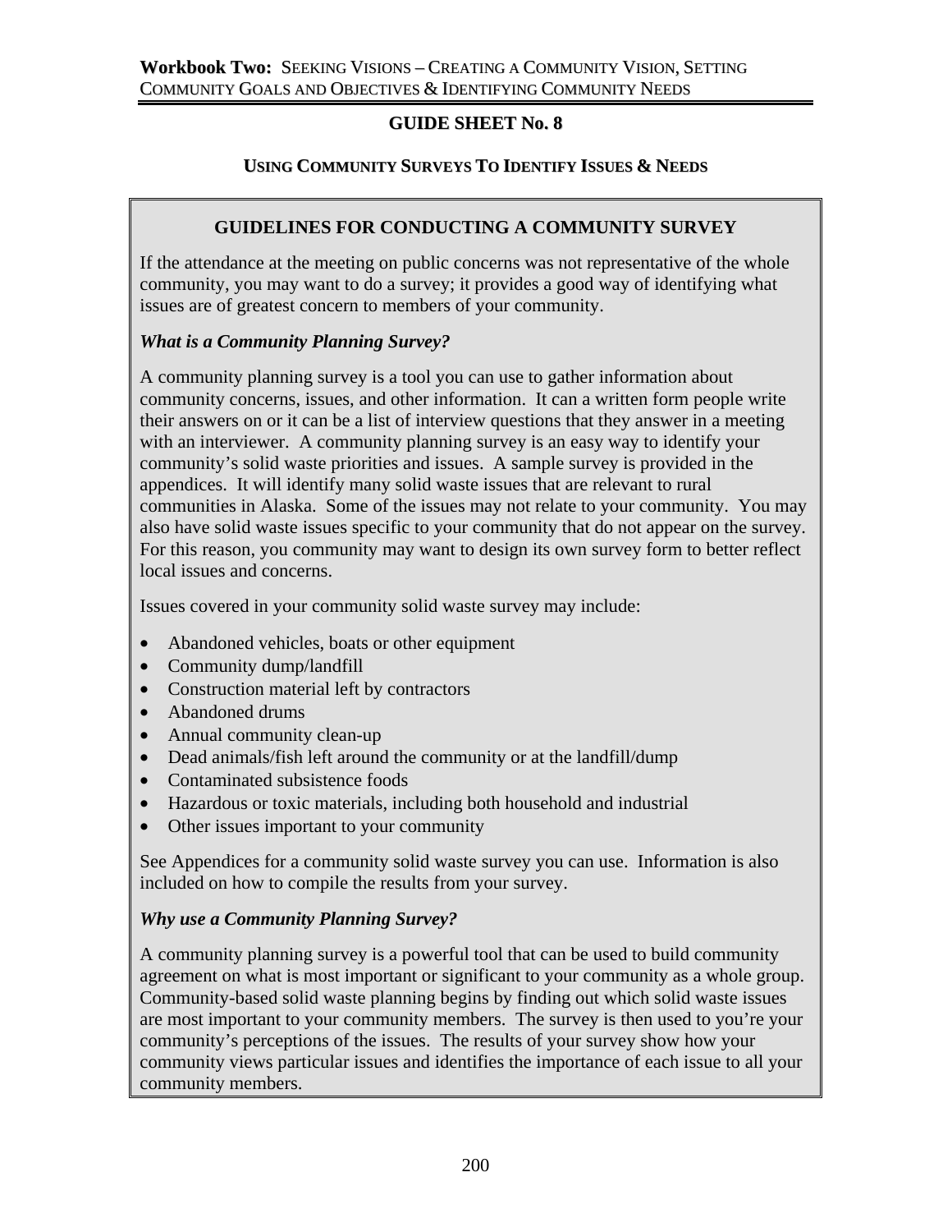## GUIDE SHEET No. 8

### USING COMMUNITY SURVEYS TO IDENTIFY ISSUES & NEEDS

### GUIDELINES FOR CONDUCTING A COMMUNITY SURVEY

If the attendance at the meeting on public concerns was not representative of the whole community, you may want to do a survey; it provides a good way of identifying what issues are of greatest concern to members of your community.

***What is a Community Planning Survey?***

A community planning survey is a tool you can use to gather information about community concerns, issues, and other information. It can a written form people write their answers on or it can be a list of interview questions that they answer in a meeting with an interviewer. A community planning survey is an easy way to identify your community's solid waste priorities and issues. A sample survey is provided in the appendices. It will identify many solid waste issues that are relevant to rural communities in Alaska. Some of the issues may not relate to your community. You may also have solid waste issues specific to your community that do not appear on the survey. For this reason, you community may want to design its own survey form to better reflect local issues and concerns.

Issues covered in your community solid waste survey may include:

- Abandoned vehicles, boats or other equipment
- Community dump/landfill
- Construction material left by contractors
- Abandoned drums
- Annual community clean-up
- Dead animals/fish left around the community or at the landfill/dump
- Contaminated subsistence foods
- Hazardous or toxic materials, including both household and industrial
- Other issues important to your community

See Appendices for a community solid waste survey you can use. Information is also included on how to compile the results from your survey.

***Why use a Community Planning Survey?***

A community planning survey is a powerful tool that can be used to build community agreement on what is most important or significant to your community as a whole group. Community-based solid waste planning begins by finding out which solid waste issues are most important to your community members. The survey is then used to you're your community's perceptions of the issues. The results of your survey show how your community views particular issues and identifies the importance of each issue to all your community members.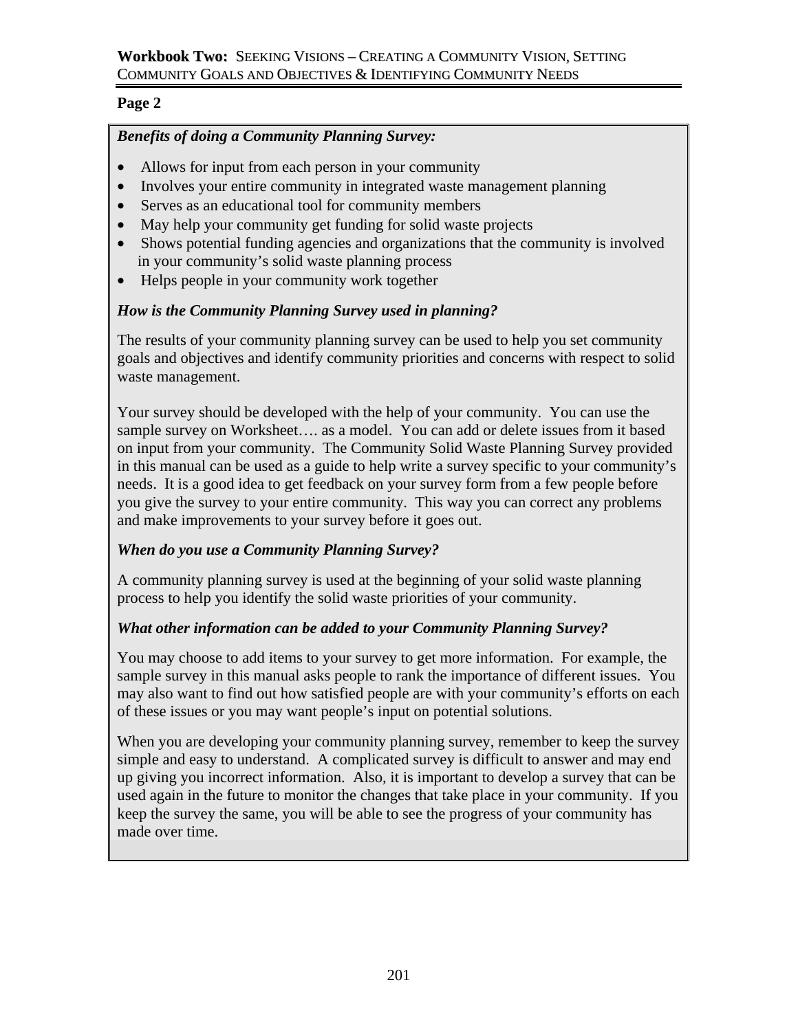**Page 2**

***Benefits of doing a Community Planning Survey:***

- Allows for input from each person in your community
- Involves your entire community in integrated waste management planning
- Serves as an educational tool for community members
- May help your community get funding for solid waste projects
- Shows potential funding agencies and organizations that the community is involved in your community's solid waste planning process
- Helps people in your community work together

***How is the Community Planning Survey used in planning?***

The results of your community planning survey can be used to help you set community goals and objectives and identify community priorities and concerns with respect to solid waste management.

Your survey should be developed with the help of your community. You can use the sample survey on Worksheet…. as a model. You can add or delete issues from it based on input from your community. The Community Solid Waste Planning Survey provided in this manual can be used as a guide to help write a survey specific to your community's needs. It is a good idea to get feedback on your survey form from a few people before you give the survey to your entire community. This way you can correct any problems and make improvements to your survey before it goes out.

***When do you use a Community Planning Survey?***

A community planning survey is used at the beginning of your solid waste planning process to help you identify the solid waste priorities of your community.

***What other information can be added to your Community Planning Survey?***

You may choose to add items to your survey to get more information. For example, the sample survey in this manual asks people to rank the importance of different issues. You may also want to find out how satisfied people are with your community's efforts on each of these issues or you may want people's input on potential solutions.

When you are developing your community planning survey, remember to keep the survey simple and easy to understand. A complicated survey is difficult to answer and may end up giving you incorrect information. Also, it is important to develop a survey that can be used again in the future to monitor the changes that take place in your community. If you keep the survey the same, you will be able to see the progress of your community has made over time.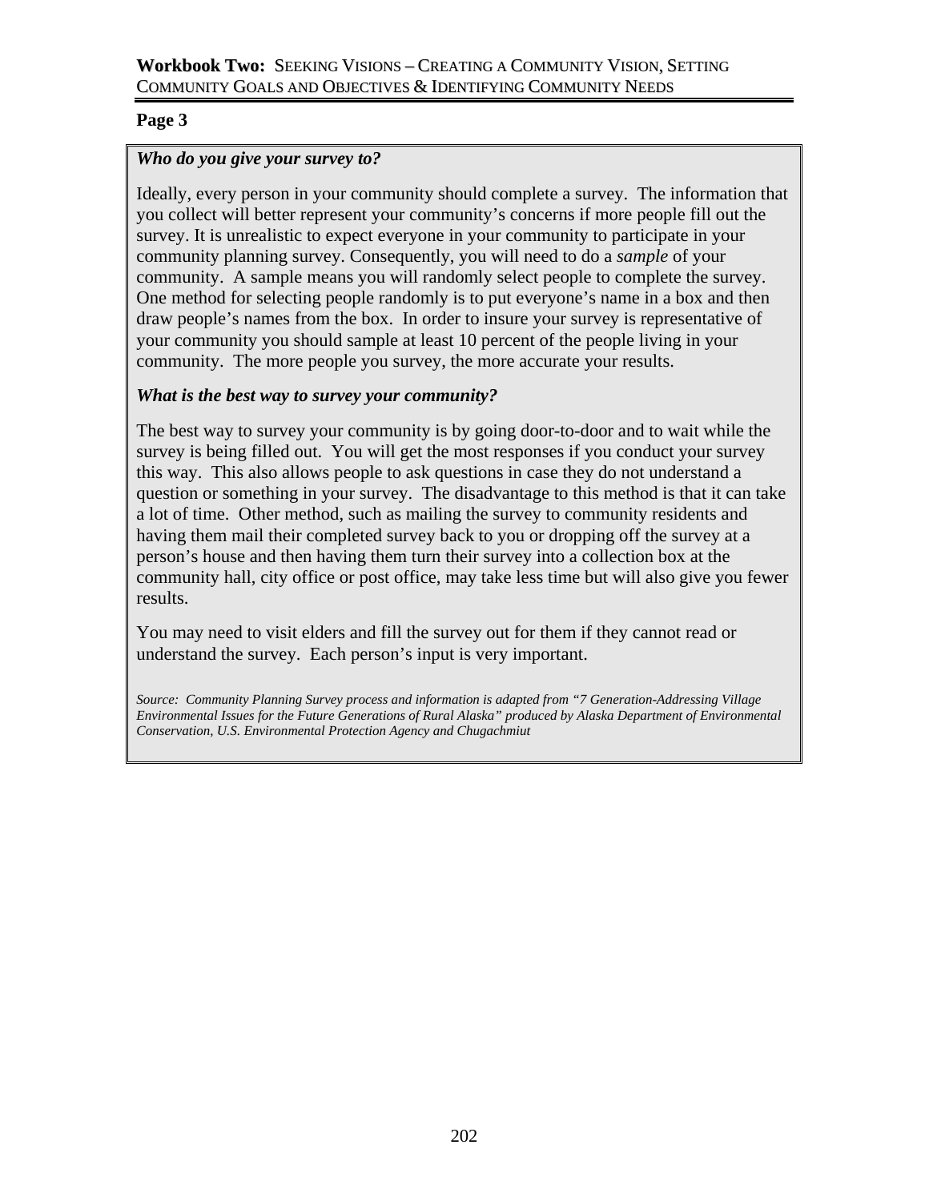**Page 3**

***Who do you give your survey to?***

Ideally, every person in your community should complete a survey. The information that you collect will better represent your community's concerns if more people fill out the survey. It is unrealistic to expect everyone in your community to participate in your community planning survey. Consequently, you will need to do a *sample* of your community. A sample means you will randomly select people to complete the survey. One method for selecting people randomly is to put everyone's name in a box and then draw people's names from the box. In order to insure your survey is representative of your community you should sample at least 10 percent of the people living in your community. The more people you survey, the more accurate your results.

***What is the best way to survey your community?***

The best way to survey your community is by going door-to-door and to wait while the survey is being filled out. You will get the most responses if you conduct your survey this way. This also allows people to ask questions in case they do not understand a question or something in your survey. The disadvantage to this method is that it can take a lot of time. Other method, such as mailing the survey to community residents and having them mail their completed survey back to you or dropping off the survey at a person's house and then having them turn their survey into a collection box at the community hall, city office or post office, may take less time but will also give you fewer results.

You may need to visit elders and fill the survey out for them if they cannot read or understand the survey. Each person's input is very important.

*Source: Community Planning Survey process and information is adapted from "7 Generation-Addressing Village Environmental Issues for the Future Generations of Rural Alaska" produced by Alaska Department of Environmental Conservation, U.S. Environmental Protection Agency and Chugachmiut*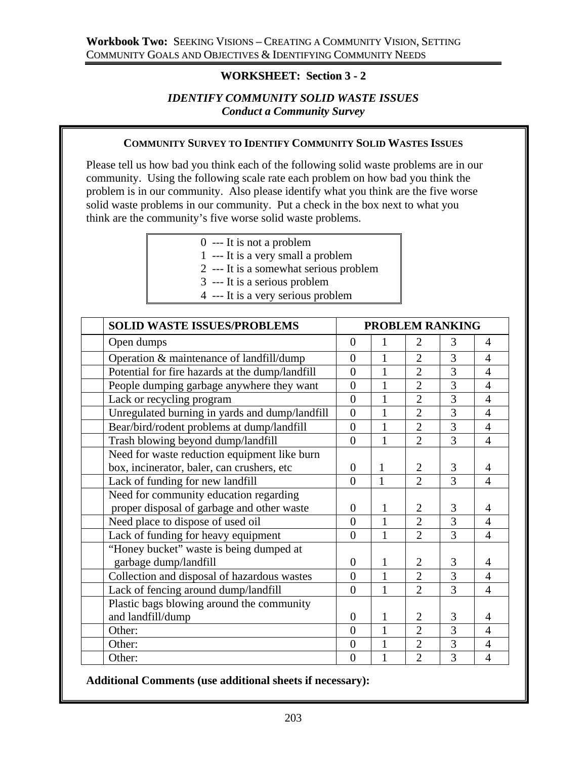## WORKSHEET: Section 3 - 2

### *IDENTIFY COMMUNITY SOLID WASTE ISSUES*
### *Conduct a Community Survey*

**COMMUNITY SURVEY TO IDENTIFY COMMUNITY SOLID WASTES ISSUES**

Please tell us how bad you think each of the following solid waste problems are in our community. Using the following scale rate each problem on how bad you think the problem is in our community. Also please identify what you think are the five worse solid waste problems in our community. Put a check in the box next to what you think are the community's five worse solid waste problems.

0 --- It is not a problem
1 --- It is a very small a problem
2 --- It is a somewhat serious problem
3 --- It is a serious problem
4 --- It is a very serious problem

| | SOLID WASTE ISSUES/PROBLEMS | PROBLEM RANKING | | | | |
|---|---|---|---|---|---|---|
| | Open dumps | 0 | 1 | 2 | 3 | 4 |
| | Operation & maintenance of landfill/dump | 0 | 1 | 2 | 3 | 4 |
| | Potential for fire hazards at the dump/landfill | 0 | 1 | 2 | 3 | 4 |
| | People dumping garbage anywhere they want | 0 | 1 | 2 | 3 | 4 |
| | Lack or recycling program | 0 | 1 | 2 | 3 | 4 |
| | Unregulated burning in yards and dump/landfill | 0 | 1 | 2 | 3 | 4 |
| | Bear/bird/rodent problems at dump/landfill | 0 | 1 | 2 | 3 | 4 |
| | Trash blowing beyond dump/landfill | 0 | 1 | 2 | 3 | 4 |
| | Need for waste reduction equipment like burn box, incinerator, baler, can crushers, etc | 0 | 1 | 2 | 3 | 4 |
| | Lack of funding for new landfill | 0 | 1 | 2 | 3 | 4 |
| | Need for community education regarding proper disposal of garbage and other waste | 0 | 1 | 2 | 3 | 4 |
| | Need place to dispose of used oil | 0 | 1 | 2 | 3 | 4 |
| | Lack of funding for heavy equipment | 0 | 1 | 2 | 3 | 4 |
| | "Honey bucket" waste is being dumped at garbage dump/landfill | 0 | 1 | 2 | 3 | 4 |
| | Collection and disposal of hazardous wastes | 0 | 1 | 2 | 3 | 4 |
| | Lack of fencing around dump/landfill | 0 | 1 | 2 | 3 | 4 |
| | Plastic bags blowing around the community and landfill/dump | 0 | 1 | 2 | 3 | 4 |
| | Other: | 0 | 1 | 2 | 3 | 4 |
| | Other: | 0 | 1 | 2 | 3 | 4 |
| | Other: | 0 | 1 | 2 | 3 | 4 |

**Additional Comments (use additional sheets if necessary):**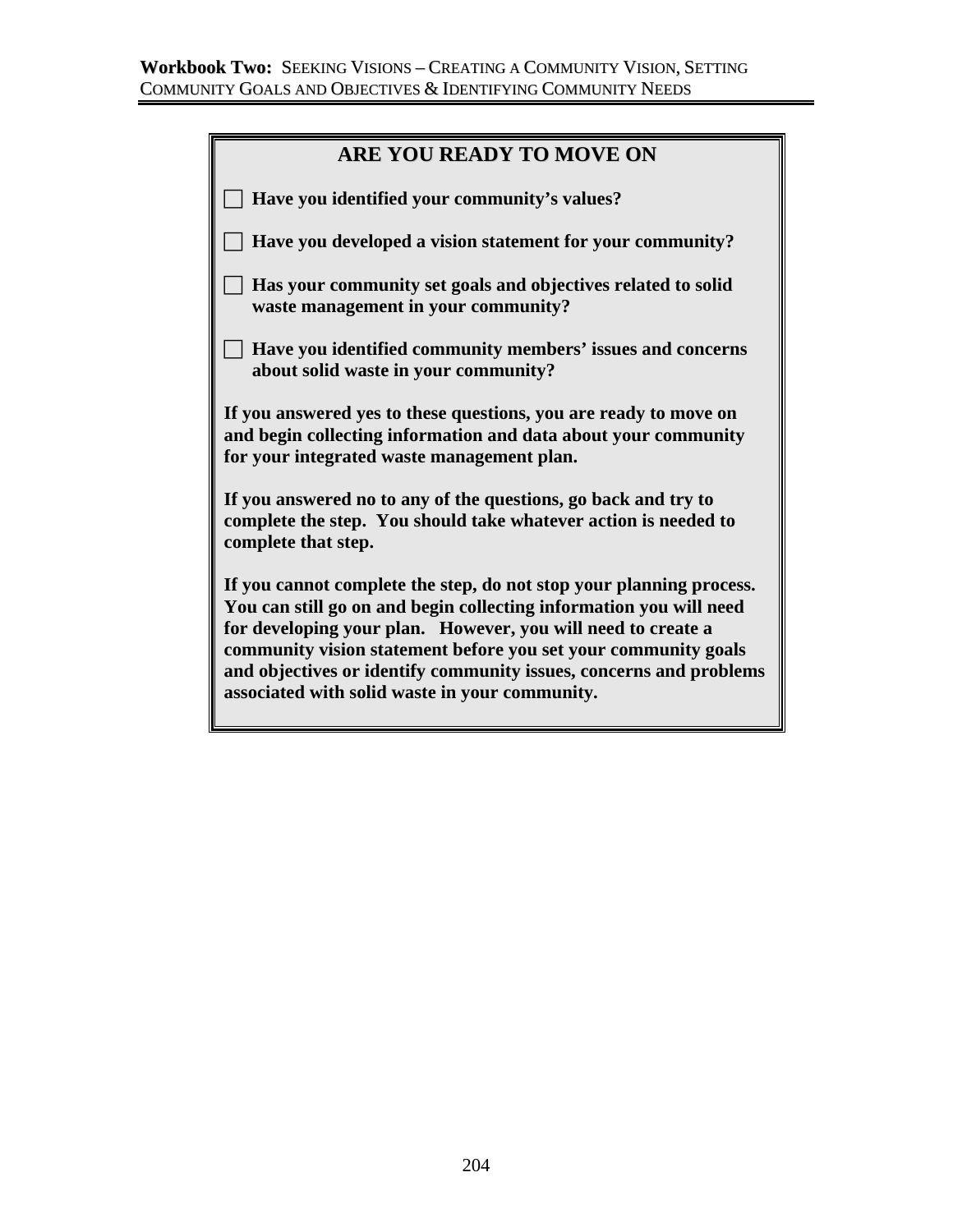## ARE YOU READY TO MOVE ON

- [ ] **Have you identified your community's values?**
- [ ] **Have you developed a vision statement for your community?**
- [ ] **Has your community set goals and objectives related to solid waste management in your community?**
- [ ] **Have you identified community members' issues and concerns about solid waste in your community?**

**If you answered yes to these questions, you are ready to move on and begin collecting information and data about your community for your integrated waste management plan.**

**If you answered no to any of the questions, go back and try to complete the step. You should take whatever action is needed to complete that step.**

**If you cannot complete the step, do not stop your planning process. You can still go on and begin collecting information you will need for developing your plan. However, you will need to create a community vision statement before you set your community goals and objectives or identify community issues, concerns and problems associated with solid waste in your community.**